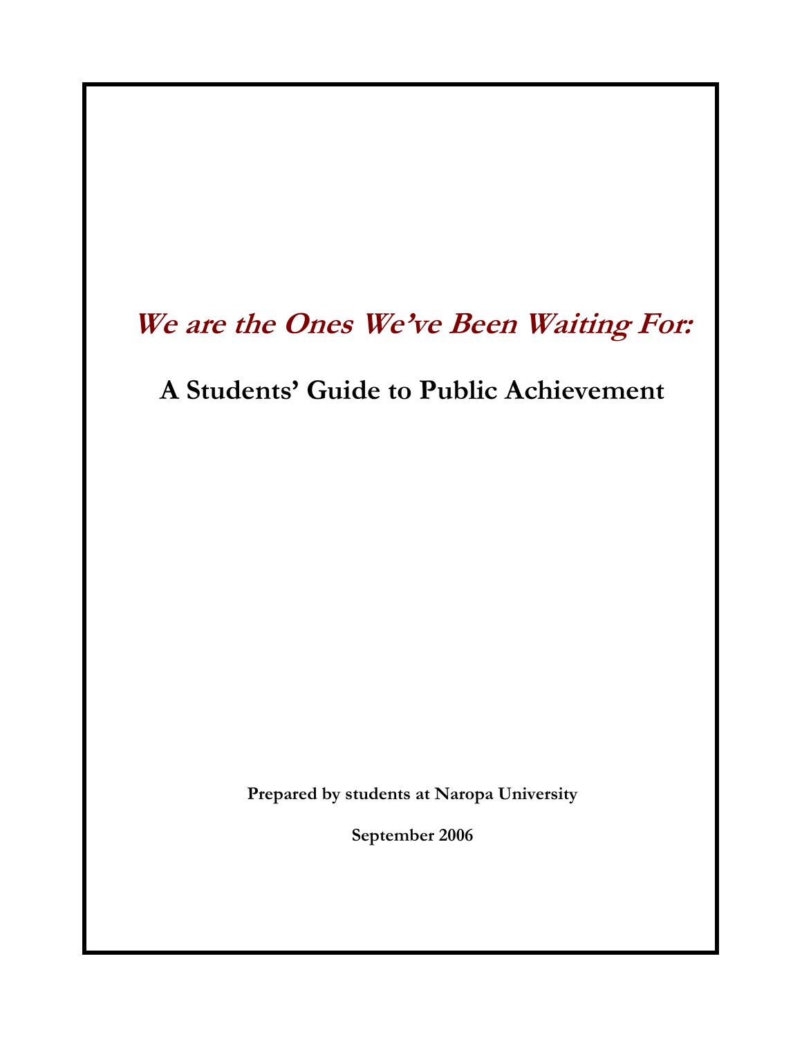# *We are the Ones We've Been Waiting For:*

## A Students' Guide to Public Achievement

**Prepared by students at Naropa University**

**September 2006**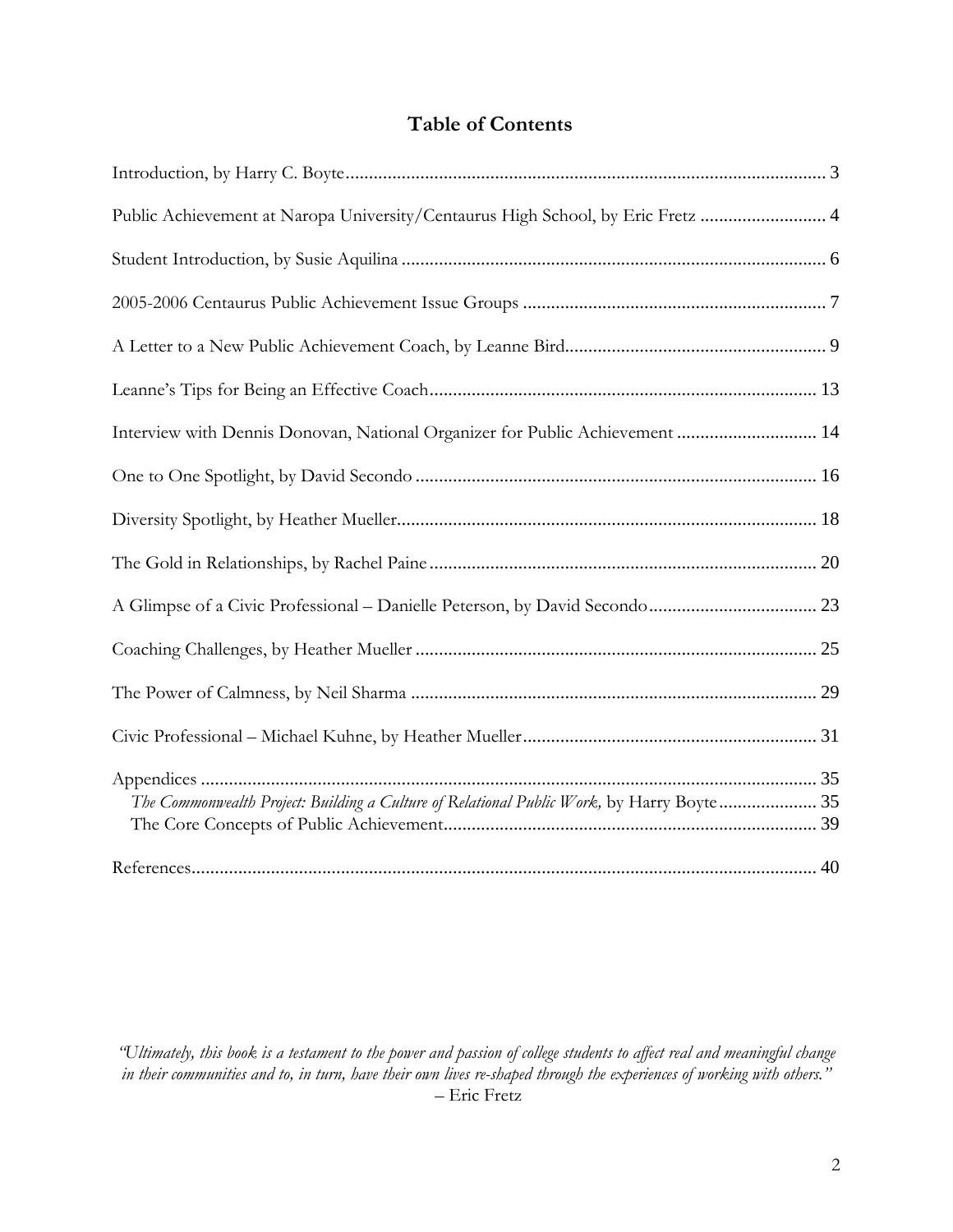# Table of Contents

Introduction, by Harry C. Boyte ..... 3

Public Achievement at Naropa University/Centaurus High School, by Eric Fretz ..... 4

Student Introduction, by Susie Aquilina ..... 6

2005-2006 Centaurus Public Achievement Issue Groups ..... 7

A Letter to a New Public Achievement Coach, by Leanne Bird ..... 9

Leanne's Tips for Being an Effective Coach ..... 13

Interview with Dennis Donovan, National Organizer for Public Achievement ..... 14

One to One Spotlight, by David Secondo ..... 16

Diversity Spotlight, by Heather Mueller ..... 18

The Gold in Relationships, by Rachel Paine ..... 20

A Glimpse of a Civic Professional – Danielle Peterson, by David Secondo ..... 23

Coaching Challenges, by Heather Mueller ..... 25

The Power of Calmness, by Neil Sharma ..... 29

Civic Professional – Michael Kuhne, by Heather Mueller ..... 31

Appendices ..... 35
- *The Commonwealth Project: Building a Culture of Relational Public Work,* by Harry Boyte ..... 35
- The Core Concepts of Public Achievement ..... 39

References ..... 40

*"Ultimately, this book is a testament to the power and passion of college students to affect real and meaningful change in their communities and to, in turn, have their own lives re-shaped through the experiences of working with others."*
– Eric Fretz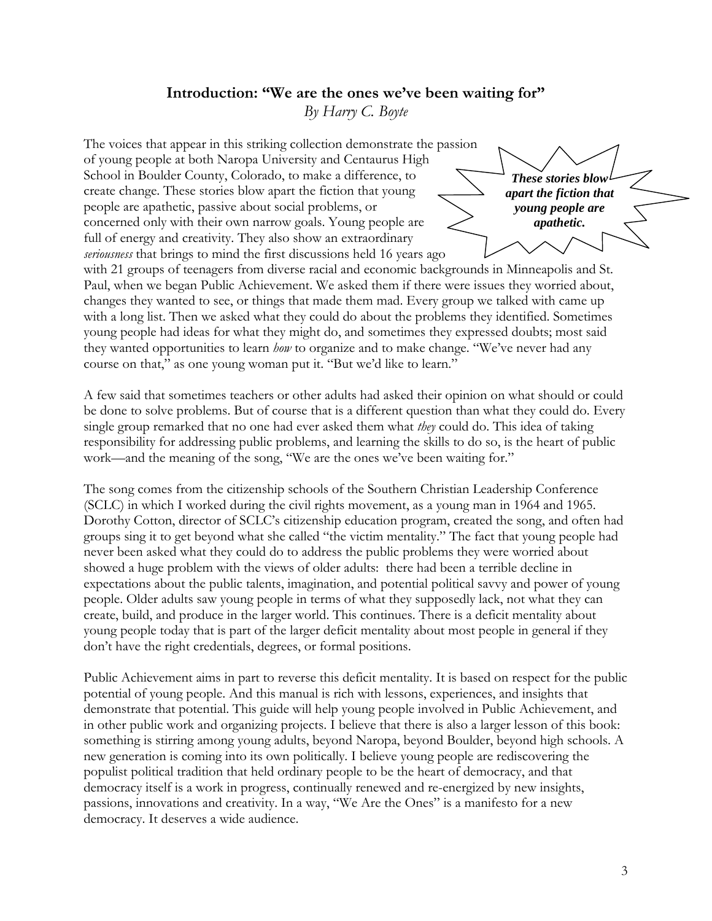## Introduction: "We are the ones we've been waiting for"

*By Harry C. Boyte*

The voices that appear in this striking collection demonstrate the passion of young people at both Naropa University and Centaurus High School in Boulder County, Colorado, to make a difference, to create change. These stories blow apart the fiction that young people are apathetic, passive about social problems, or concerned only with their own narrow goals. Young people are full of energy and creativity. They also show an extraordinary *seriousness* that brings to mind the first discussions held 16 years ago with 21 groups of teenagers from diverse racial and economic backgrounds in Minneapolis and St. Paul, when we began Public Achievement. We asked them if there were issues they worried about, changes they wanted to see, or things that made them mad. Every group we talked with came up with a long list. Then we asked what they could do about the problems they identified. Sometimes young people had ideas for what they might do, and sometimes they expressed doubts; most said they wanted opportunities to learn *how* to organize and to make change. "We've never had any course on that," as one young woman put it. "But we'd like to learn."

> ***These stories blow apart the fiction that young people are apathetic.***

A few said that sometimes teachers or other adults had asked their opinion on what should or could be done to solve problems. But of course that is a different question than what they could do. Every single group remarked that no one had ever asked them what *they* could do. This idea of taking responsibility for addressing public problems, and learning the skills to do so, is the heart of public work—and the meaning of the song, "We are the ones we've been waiting for."

The song comes from the citizenship schools of the Southern Christian Leadership Conference (SCLC) in which I worked during the civil rights movement, as a young man in 1964 and 1965. Dorothy Cotton, director of SCLC's citizenship education program, created the song, and often had groups sing it to get beyond what she called "the victim mentality." The fact that young people had never been asked what they could do to address the public problems they were worried about showed a huge problem with the views of older adults: there had been a terrible decline in expectations about the public talents, imagination, and potential political savvy and power of young people. Older adults saw young people in terms of what they supposedly lack, not what they can create, build, and produce in the larger world. This continues. There is a deficit mentality about young people today that is part of the larger deficit mentality about most people in general if they don't have the right credentials, degrees, or formal positions.

Public Achievement aims in part to reverse this deficit mentality. It is based on respect for the public potential of young people. And this manual is rich with lessons, experiences, and insights that demonstrate that potential. This guide will help young people involved in Public Achievement, and in other public work and organizing projects. I believe that there is also a larger lesson of this book: something is stirring among young adults, beyond Naropa, beyond Boulder, beyond high schools. A new generation is coming into its own politically. I believe young people are rediscovering the populist political tradition that held ordinary people to be the heart of democracy, and that democracy itself is a work in progress, continually renewed and re-energized by new insights, passions, innovations and creativity. In a way, "We Are the Ones" is a manifesto for a new democracy. It deserves a wide audience.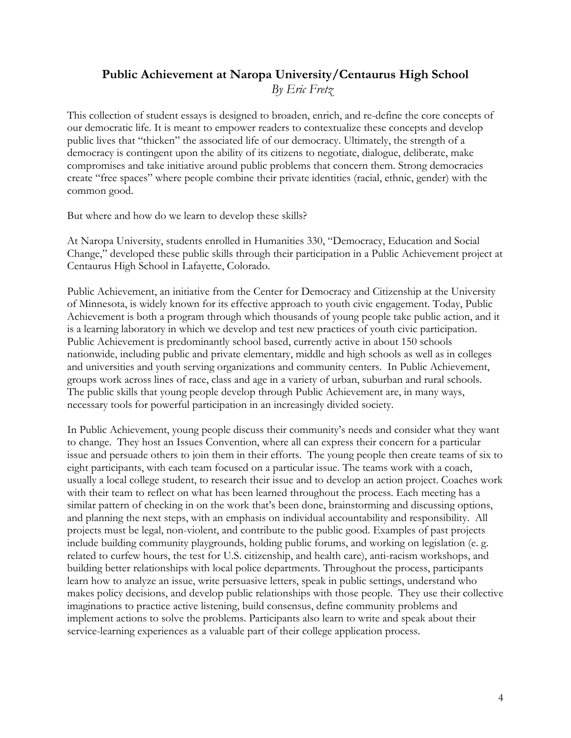## Public Achievement at Naropa University/Centaurus High School

*By Eric Fretz*

This collection of student essays is designed to broaden, enrich, and re-define the core concepts of our democratic life. It is meant to empower readers to contextualize these concepts and develop public lives that "thicken" the associated life of our democracy. Ultimately, the strength of a democracy is contingent upon the ability of its citizens to negotiate, dialogue, deliberate, make compromises and take initiative around public problems that concern them. Strong democracies create "free spaces" where people combine their private identities (racial, ethnic, gender) with the common good.

But where and how do we learn to develop these skills?

At Naropa University, students enrolled in Humanities 330, "Democracy, Education and Social Change," developed these public skills through their participation in a Public Achievement project at Centaurus High School in Lafayette, Colorado.

Public Achievement, an initiative from the Center for Democracy and Citizenship at the University of Minnesota, is widely known for its effective approach to youth civic engagement. Today, Public Achievement is both a program through which thousands of young people take public action, and it is a learning laboratory in which we develop and test new practices of youth civic participation. Public Achievement is predominantly school based, currently active in about 150 schools nationwide, including public and private elementary, middle and high schools as well as in colleges and universities and youth serving organizations and community centers. In Public Achievement, groups work across lines of race, class and age in a variety of urban, suburban and rural schools. The public skills that young people develop through Public Achievement are, in many ways, necessary tools for powerful participation in an increasingly divided society.

In Public Achievement, young people discuss their community's needs and consider what they want to change. They host an Issues Convention, where all can express their concern for a particular issue and persuade others to join them in their efforts. The young people then create teams of six to eight participants, with each team focused on a particular issue. The teams work with a coach, usually a local college student, to research their issue and to develop an action project. Coaches work with their team to reflect on what has been learned throughout the process. Each meeting has a similar pattern of checking in on the work that's been done, brainstorming and discussing options, and planning the next steps, with an emphasis on individual accountability and responsibility. All projects must be legal, non-violent, and contribute to the public good. Examples of past projects include building community playgrounds, holding public forums, and working on legislation (e. g. related to curfew hours, the test for U.S. citizenship, and health care), anti-racism workshops, and building better relationships with local police departments. Throughout the process, participants learn how to analyze an issue, write persuasive letters, speak in public settings, understand who makes policy decisions, and develop public relationships with those people. They use their collective imaginations to practice active listening, build consensus, define community problems and implement actions to solve the problems. Participants also learn to write and speak about their service-learning experiences as a valuable part of their college application process.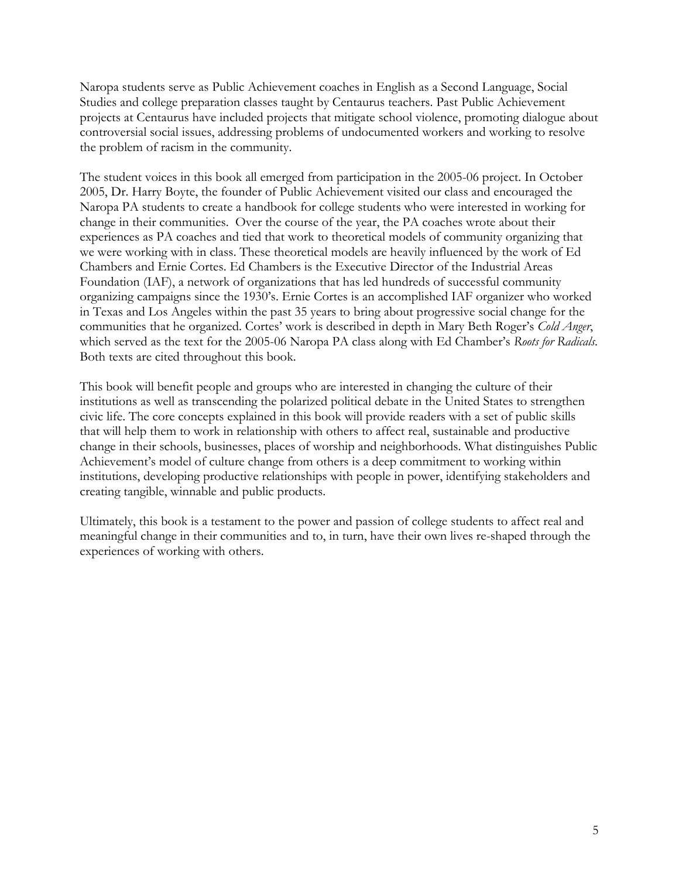Naropa students serve as Public Achievement coaches in English as a Second Language, Social Studies and college preparation classes taught by Centaurus teachers. Past Public Achievement projects at Centaurus have included projects that mitigate school violence, promoting dialogue about controversial social issues, addressing problems of undocumented workers and working to resolve the problem of racism in the community.

The student voices in this book all emerged from participation in the 2005-06 project. In October 2005, Dr. Harry Boyte, the founder of Public Achievement visited our class and encouraged the Naropa PA students to create a handbook for college students who were interested in working for change in their communities. Over the course of the year, the PA coaches wrote about their experiences as PA coaches and tied that work to theoretical models of community organizing that we were working with in class. These theoretical models are heavily influenced by the work of Ed Chambers and Ernie Cortes. Ed Chambers is the Executive Director of the Industrial Areas Foundation (IAF), a network of organizations that has led hundreds of successful community organizing campaigns since the 1930's. Ernie Cortes is an accomplished IAF organizer who worked in Texas and Los Angeles within the past 35 years to bring about progressive social change for the communities that he organized. Cortes' work is described in depth in Mary Beth Roger's *Cold Anger*, which served as the text for the 2005-06 Naropa PA class along with Ed Chamber's *Roots for Radicals*. Both texts are cited throughout this book.

This book will benefit people and groups who are interested in changing the culture of their institutions as well as transcending the polarized political debate in the United States to strengthen civic life. The core concepts explained in this book will provide readers with a set of public skills that will help them to work in relationship with others to affect real, sustainable and productive change in their schools, businesses, places of worship and neighborhoods. What distinguishes Public Achievement's model of culture change from others is a deep commitment to working within institutions, developing productive relationships with people in power, identifying stakeholders and creating tangible, winnable and public products.

Ultimately, this book is a testament to the power and passion of college students to affect real and meaningful change in their communities and to, in turn, have their own lives re-shaped through the experiences of working with others.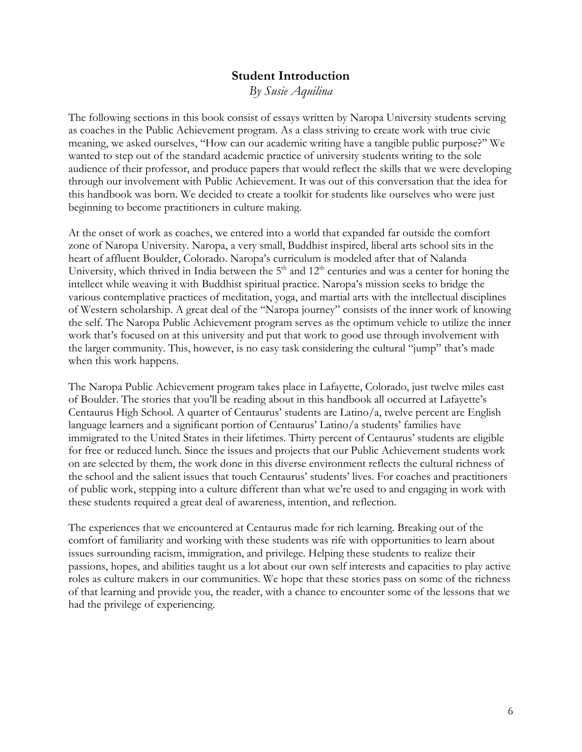## Student Introduction

*By Susie Aquilina*

The following sections in this book consist of essays written by Naropa University students serving as coaches in the Public Achievement program. As a class striving to create work with true civic meaning, we asked ourselves, "How can our academic writing have a tangible public purpose?" We wanted to step out of the standard academic practice of university students writing to the sole audience of their professor, and produce papers that would reflect the skills that we were developing through our involvement with Public Achievement. It was out of this conversation that the idea for this handbook was born. We decided to create a toolkit for students like ourselves who were just beginning to become practitioners in culture making.

At the onset of work as coaches, we entered into a world that expanded far outside the comfort zone of Naropa University. Naropa, a very small, Buddhist inspired, liberal arts school sits in the heart of affluent Boulder, Colorado. Naropa's curriculum is modeled after that of Nalanda University, which thrived in India between the 5th and 12th centuries and was a center for honing the intellect while weaving it with Buddhist spiritual practice. Naropa's mission seeks to bridge the various contemplative practices of meditation, yoga, and martial arts with the intellectual disciplines of Western scholarship. A great deal of the "Naropa journey" consists of the inner work of knowing the self. The Naropa Public Achievement program serves as the optimum vehicle to utilize the inner work that's focused on at this university and put that work to good use through involvement with the larger community. This, however, is no easy task considering the cultural "jump" that's made when this work happens.

The Naropa Public Achievement program takes place in Lafayette, Colorado, just twelve miles east of Boulder. The stories that you'll be reading about in this handbook all occurred at Lafayette's Centaurus High School. A quarter of Centaurus' students are Latino/a, twelve percent are English language learners and a significant portion of Centaurus' Latino/a students' families have immigrated to the United States in their lifetimes. Thirty percent of Centaurus' students are eligible for free or reduced lunch. Since the issues and projects that our Public Achievement students work on are selected by them, the work done in this diverse environment reflects the cultural richness of the school and the salient issues that touch Centaurus' students' lives. For coaches and practitioners of public work, stepping into a culture different than what we're used to and engaging in work with these students required a great deal of awareness, intention, and reflection.

The experiences that we encountered at Centaurus made for rich learning. Breaking out of the comfort of familiarity and working with these students was rife with opportunities to learn about issues surrounding racism, immigration, and privilege. Helping these students to realize their passions, hopes, and abilities taught us a lot about our own self interests and capacities to play active roles as culture makers in our communities. We hope that these stories pass on some of the richness of that learning and provide you, the reader, with a chance to encounter some of the lessons that we had the privilege of experiencing.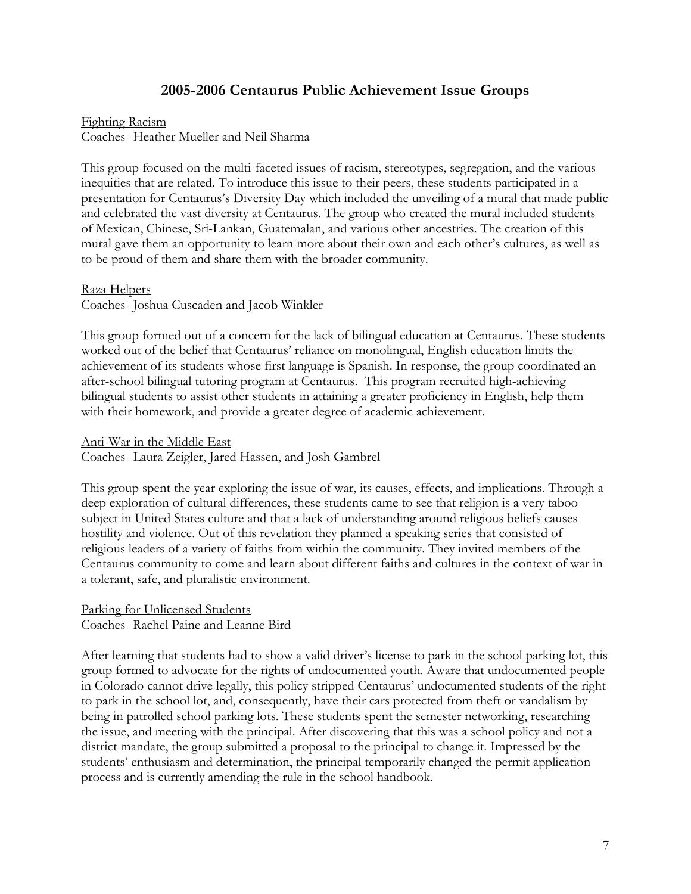## 2005-2006 Centaurus Public Achievement Issue Groups

Fighting Racism
Coaches- Heather Mueller and Neil Sharma

This group focused on the multi-faceted issues of racism, stereotypes, segregation, and the various inequities that are related. To introduce this issue to their peers, these students participated in a presentation for Centaurus's Diversity Day which included the unveiling of a mural that made public and celebrated the vast diversity at Centaurus. The group who created the mural included students of Mexican, Chinese, Sri-Lankan, Guatemalan, and various other ancestries. The creation of this mural gave them an opportunity to learn more about their own and each other's cultures, as well as to be proud of them and share them with the broader community.

Raza Helpers
Coaches- Joshua Cuscaden and Jacob Winkler

This group formed out of a concern for the lack of bilingual education at Centaurus. These students worked out of the belief that Centaurus' reliance on monolingual, English education limits the achievement of its students whose first language is Spanish. In response, the group coordinated an after-school bilingual tutoring program at Centaurus. This program recruited high-achieving bilingual students to assist other students in attaining a greater proficiency in English, help them with their homework, and provide a greater degree of academic achievement.

Anti-War in the Middle East
Coaches- Laura Zeigler, Jared Hassen, and Josh Gambrel

This group spent the year exploring the issue of war, its causes, effects, and implications. Through a deep exploration of cultural differences, these students came to see that religion is a very taboo subject in United States culture and that a lack of understanding around religious beliefs causes hostility and violence. Out of this revelation they planned a speaking series that consisted of religious leaders of a variety of faiths from within the community. They invited members of the Centaurus community to come and learn about different faiths and cultures in the context of war in a tolerant, safe, and pluralistic environment.

Parking for Unlicensed Students
Coaches- Rachel Paine and Leanne Bird

After learning that students had to show a valid driver's license to park in the school parking lot, this group formed to advocate for the rights of undocumented youth. Aware that undocumented people in Colorado cannot drive legally, this policy stripped Centaurus' undocumented students of the right to park in the school lot, and, consequently, have their cars protected from theft or vandalism by being in patrolled school parking lots. These students spent the semester networking, researching the issue, and meeting with the principal. After discovering that this was a school policy and not a district mandate, the group submitted a proposal to the principal to change it. Impressed by the students' enthusiasm and determination, the principal temporarily changed the permit application process and is currently amending the rule in the school handbook.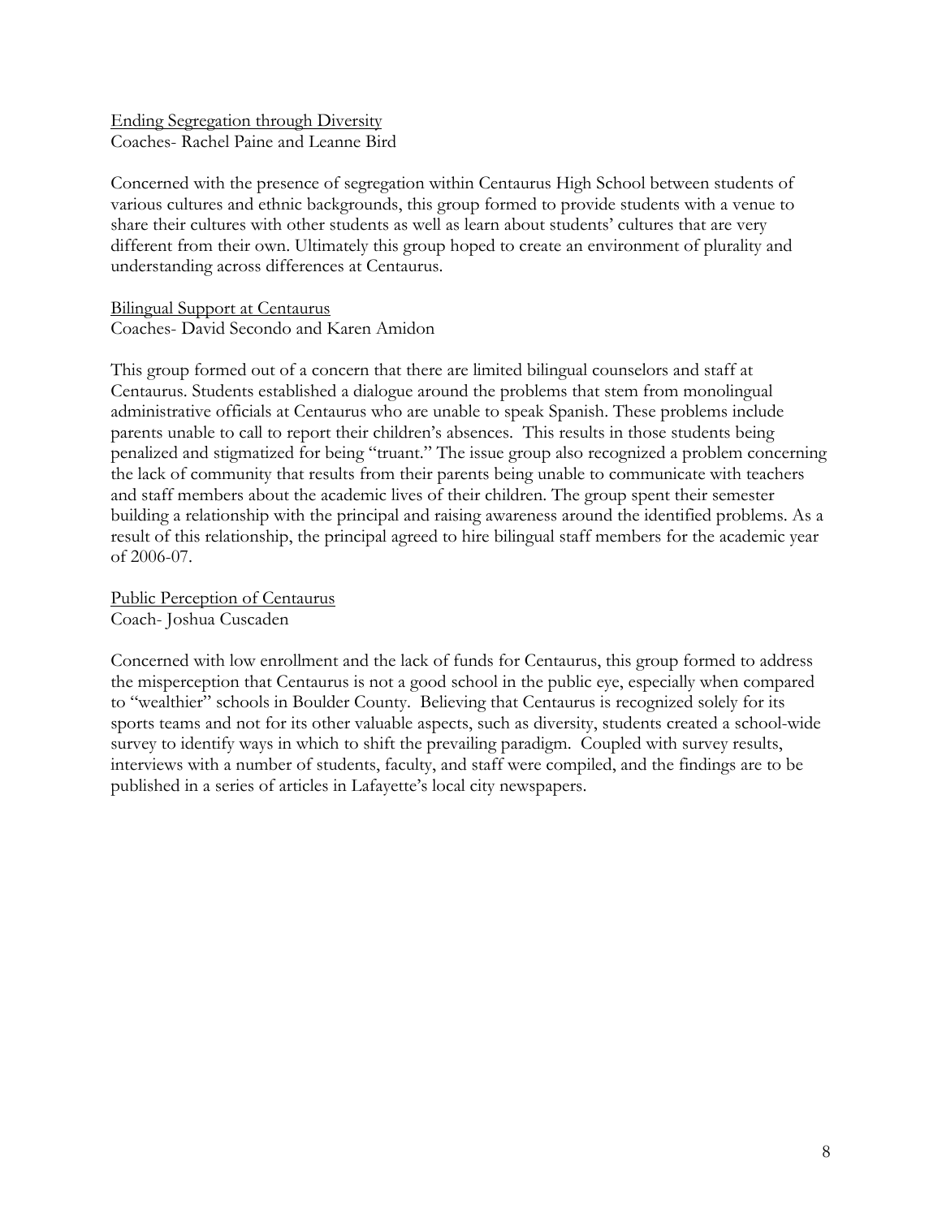<u>Ending Segregation through Diversity</u>
Coaches- Rachel Paine and Leanne Bird

Concerned with the presence of segregation within Centaurus High School between students of various cultures and ethnic backgrounds, this group formed to provide students with a venue to share their cultures with other students as well as learn about students' cultures that are very different from their own. Ultimately this group hoped to create an environment of plurality and understanding across differences at Centaurus.

<u>Bilingual Support at Centaurus</u>
Coaches- David Secondo and Karen Amidon

This group formed out of a concern that there are limited bilingual counselors and staff at Centaurus. Students established a dialogue around the problems that stem from monolingual administrative officials at Centaurus who are unable to speak Spanish. These problems include parents unable to call to report their children's absences. This results in those students being penalized and stigmatized for being "truant." The issue group also recognized a problem concerning the lack of community that results from their parents being unable to communicate with teachers and staff members about the academic lives of their children. The group spent their semester building a relationship with the principal and raising awareness around the identified problems. As a result of this relationship, the principal agreed to hire bilingual staff members for the academic year of 2006-07.

<u>Public Perception of Centaurus</u>
Coach- Joshua Cuscaden

Concerned with low enrollment and the lack of funds for Centaurus, this group formed to address the misperception that Centaurus is not a good school in the public eye, especially when compared to "wealthier" schools in Boulder County. Believing that Centaurus is recognized solely for its sports teams and not for its other valuable aspects, such as diversity, students created a school-wide survey to identify ways in which to shift the prevailing paradigm. Coupled with survey results, interviews with a number of students, faculty, and staff were compiled, and the findings are to be published in a series of articles in Lafayette's local city newspapers.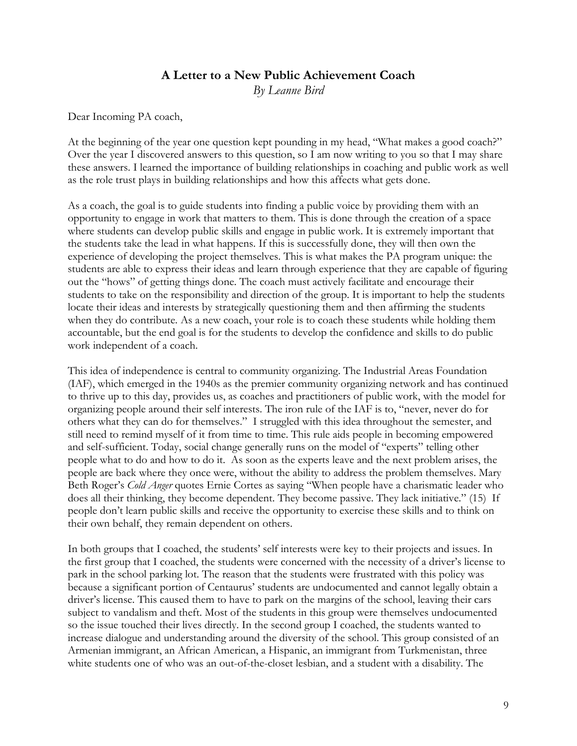## A Letter to a New Public Achievement Coach

*By Leanne Bird*

Dear Incoming PA coach,

At the beginning of the year one question kept pounding in my head, "What makes a good coach?" Over the year I discovered answers to this question, so I am now writing to you so that I may share these answers. I learned the importance of building relationships in coaching and public work as well as the role trust plays in building relationships and how this affects what gets done.

As a coach, the goal is to guide students into finding a public voice by providing them with an opportunity to engage in work that matters to them. This is done through the creation of a space where students can develop public skills and engage in public work. It is extremely important that the students take the lead in what happens. If this is successfully done, they will then own the experience of developing the project themselves. This is what makes the PA program unique: the students are able to express their ideas and learn through experience that they are capable of figuring out the "hows" of getting things done. The coach must actively facilitate and encourage their students to take on the responsibility and direction of the group. It is important to help the students locate their ideas and interests by strategically questioning them and then affirming the students when they do contribute. As a new coach, your role is to coach these students while holding them accountable, but the end goal is for the students to develop the confidence and skills to do public work independent of a coach.

This idea of independence is central to community organizing. The Industrial Areas Foundation (IAF), which emerged in the 1940s as the premier community organizing network and has continued to thrive up to this day, provides us, as coaches and practitioners of public work, with the model for organizing people around their self interests. The iron rule of the IAF is to, "never, never do for others what they can do for themselves." I struggled with this idea throughout the semester, and still need to remind myself of it from time to time. This rule aids people in becoming empowered and self-sufficient. Today, social change generally runs on the model of "experts" telling other people what to do and how to do it. As soon as the experts leave and the next problem arises, the people are back where they once were, without the ability to address the problem themselves. Mary Beth Roger's *Cold Anger* quotes Ernie Cortes as saying "When people have a charismatic leader who does all their thinking, they become dependent. They become passive. They lack initiative." (15) If people don't learn public skills and receive the opportunity to exercise these skills and to think on their own behalf, they remain dependent on others.

In both groups that I coached, the students' self interests were key to their projects and issues. In the first group that I coached, the students were concerned with the necessity of a driver's license to park in the school parking lot. The reason that the students were frustrated with this policy was because a significant portion of Centaurus' students are undocumented and cannot legally obtain a driver's license. This caused them to have to park on the margins of the school, leaving their cars subject to vandalism and theft. Most of the students in this group were themselves undocumented so the issue touched their lives directly. In the second group I coached, the students wanted to increase dialogue and understanding around the diversity of the school. This group consisted of an Armenian immigrant, an African American, a Hispanic, an immigrant from Turkmenistan, three white students one of who was an out-of-the-closet lesbian, and a student with a disability. The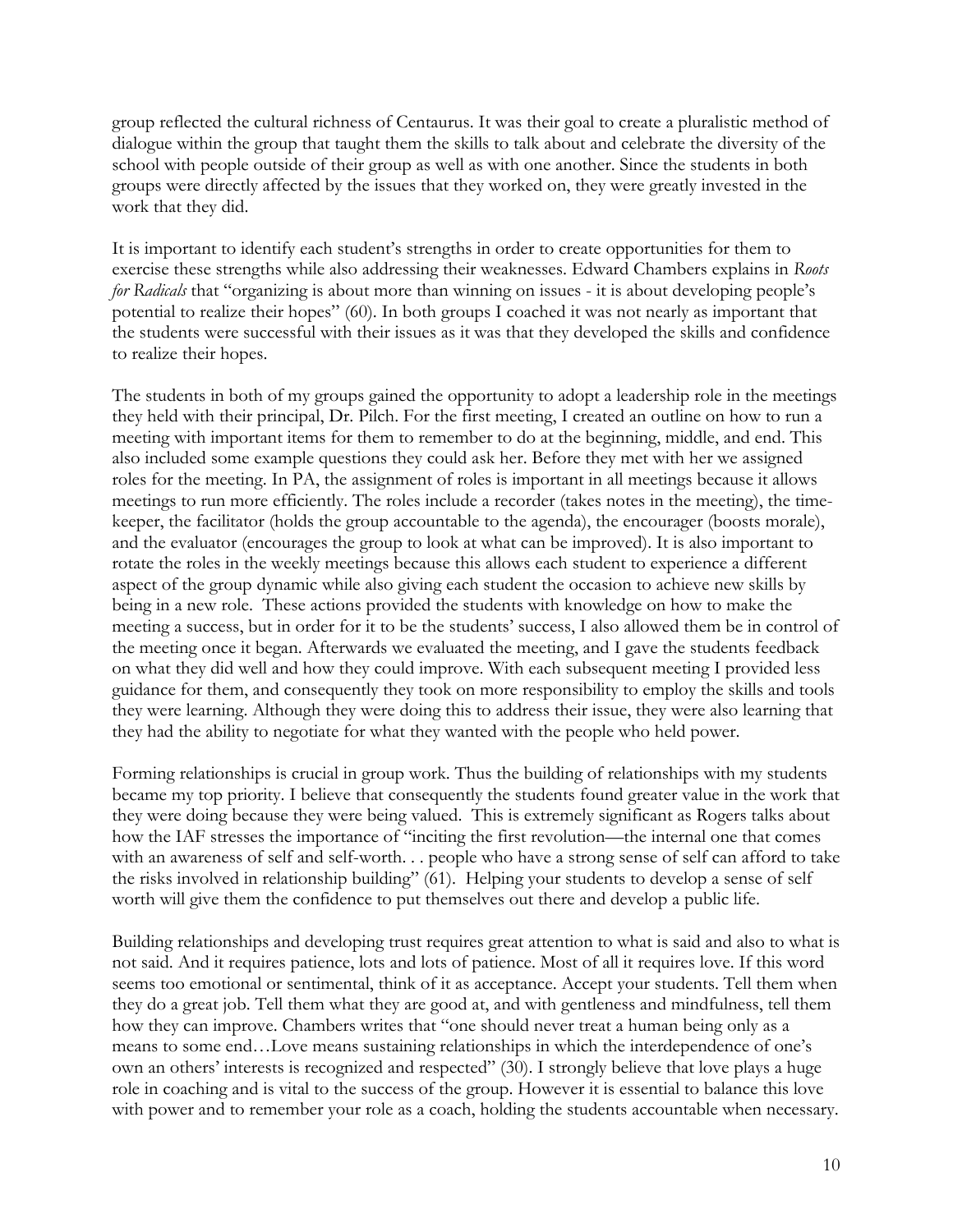group reflected the cultural richness of Centaurus. It was their goal to create a pluralistic method of dialogue within the group that taught them the skills to talk about and celebrate the diversity of the school with people outside of their group as well as with one another. Since the students in both groups were directly affected by the issues that they worked on, they were greatly invested in the work that they did.

It is important to identify each student's strengths in order to create opportunities for them to exercise these strengths while also addressing their weaknesses. Edward Chambers explains in *Roots for Radicals* that "organizing is about more than winning on issues - it is about developing people's potential to realize their hopes" (60). In both groups I coached it was not nearly as important that the students were successful with their issues as it was that they developed the skills and confidence to realize their hopes.

The students in both of my groups gained the opportunity to adopt a leadership role in the meetings they held with their principal, Dr. Pilch. For the first meeting, I created an outline on how to run a meeting with important items for them to remember to do at the beginning, middle, and end. This also included some example questions they could ask her. Before they met with her we assigned roles for the meeting. In PA, the assignment of roles is important in all meetings because it allows meetings to run more efficiently. The roles include a recorder (takes notes in the meeting), the time-keeper, the facilitator (holds the group accountable to the agenda), the encourager (boosts morale), and the evaluator (encourages the group to look at what can be improved). It is also important to rotate the roles in the weekly meetings because this allows each student to experience a different aspect of the group dynamic while also giving each student the occasion to achieve new skills by being in a new role. These actions provided the students with knowledge on how to make the meeting a success, but in order for it to be the students' success, I also allowed them be in control of the meeting once it began. Afterwards we evaluated the meeting, and I gave the students feedback on what they did well and how they could improve. With each subsequent meeting I provided less guidance for them, and consequently they took on more responsibility to employ the skills and tools they were learning. Although they were doing this to address their issue, they were also learning that they had the ability to negotiate for what they wanted with the people who held power.

Forming relationships is crucial in group work. Thus the building of relationships with my students became my top priority. I believe that consequently the students found greater value in the work that they were doing because they were being valued. This is extremely significant as Rogers talks about how the IAF stresses the importance of "inciting the first revolution—the internal one that comes with an awareness of self and self-worth. . . people who have a strong sense of self can afford to take the risks involved in relationship building" (61). Helping your students to develop a sense of self worth will give them the confidence to put themselves out there and develop a public life.

Building relationships and developing trust requires great attention to what is said and also to what is not said. And it requires patience, lots and lots of patience. Most of all it requires love. If this word seems too emotional or sentimental, think of it as acceptance. Accept your students. Tell them when they do a great job. Tell them what they are good at, and with gentleness and mindfulness, tell them how they can improve. Chambers writes that "one should never treat a human being only as a means to some end…Love means sustaining relationships in which the interdependence of one's own an others' interests is recognized and respected" (30). I strongly believe that love plays a huge role in coaching and is vital to the success of the group. However it is essential to balance this love with power and to remember your role as a coach, holding the students accountable when necessary.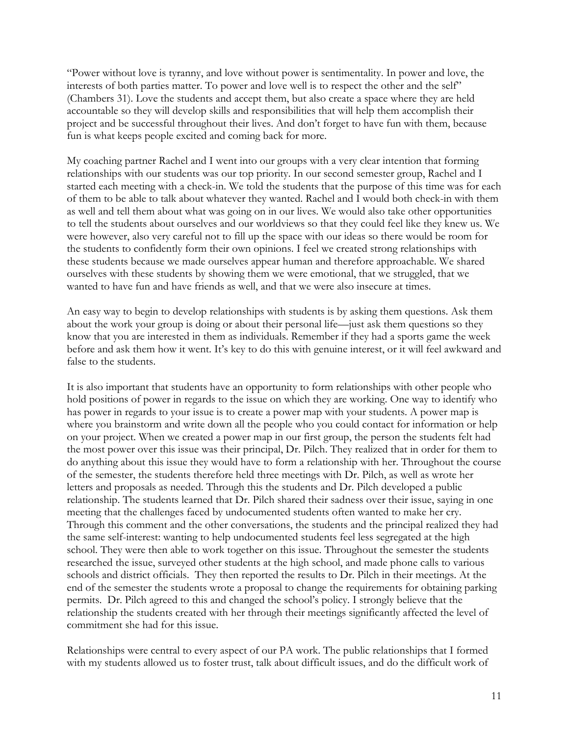"Power without love is tyranny, and love without power is sentimentality. In power and love, the interests of both parties matter. To power and love well is to respect the other and the self" (Chambers 31). Love the students and accept them, but also create a space where they are held accountable so they will develop skills and responsibilities that will help them accomplish their project and be successful throughout their lives. And don't forget to have fun with them, because fun is what keeps people excited and coming back for more.

My coaching partner Rachel and I went into our groups with a very clear intention that forming relationships with our students was our top priority. In our second semester group, Rachel and I started each meeting with a check-in. We told the students that the purpose of this time was for each of them to be able to talk about whatever they wanted. Rachel and I would both check-in with them as well and tell them about what was going on in our lives. We would also take other opportunities to tell the students about ourselves and our worldviews so that they could feel like they knew us. We were however, also very careful not to fill up the space with our ideas so there would be room for the students to confidently form their own opinions. I feel we created strong relationships with these students because we made ourselves appear human and therefore approachable. We shared ourselves with these students by showing them we were emotional, that we struggled, that we wanted to have fun and have friends as well, and that we were also insecure at times.

An easy way to begin to develop relationships with students is by asking them questions. Ask them about the work your group is doing or about their personal life—just ask them questions so they know that you are interested in them as individuals. Remember if they had a sports game the week before and ask them how it went. It's key to do this with genuine interest, or it will feel awkward and false to the students.

It is also important that students have an opportunity to form relationships with other people who hold positions of power in regards to the issue on which they are working. One way to identify who has power in regards to your issue is to create a power map with your students. A power map is where you brainstorm and write down all the people who you could contact for information or help on your project. When we created a power map in our first group, the person the students felt had the most power over this issue was their principal, Dr. Pilch. They realized that in order for them to do anything about this issue they would have to form a relationship with her. Throughout the course of the semester, the students therefore held three meetings with Dr. Pilch, as well as wrote her letters and proposals as needed. Through this the students and Dr. Pilch developed a public relationship. The students learned that Dr. Pilch shared their sadness over their issue, saying in one meeting that the challenges faced by undocumented students often wanted to make her cry. Through this comment and the other conversations, the students and the principal realized they had the same self-interest: wanting to help undocumented students feel less segregated at the high school. They were then able to work together on this issue. Throughout the semester the students researched the issue, surveyed other students at the high school, and made phone calls to various schools and district officials. They then reported the results to Dr. Pilch in their meetings. At the end of the semester the students wrote a proposal to change the requirements for obtaining parking permits. Dr. Pilch agreed to this and changed the school's policy. I strongly believe that the relationship the students created with her through their meetings significantly affected the level of commitment she had for this issue.

Relationships were central to every aspect of our PA work. The public relationships that I formed with my students allowed us to foster trust, talk about difficult issues, and do the difficult work of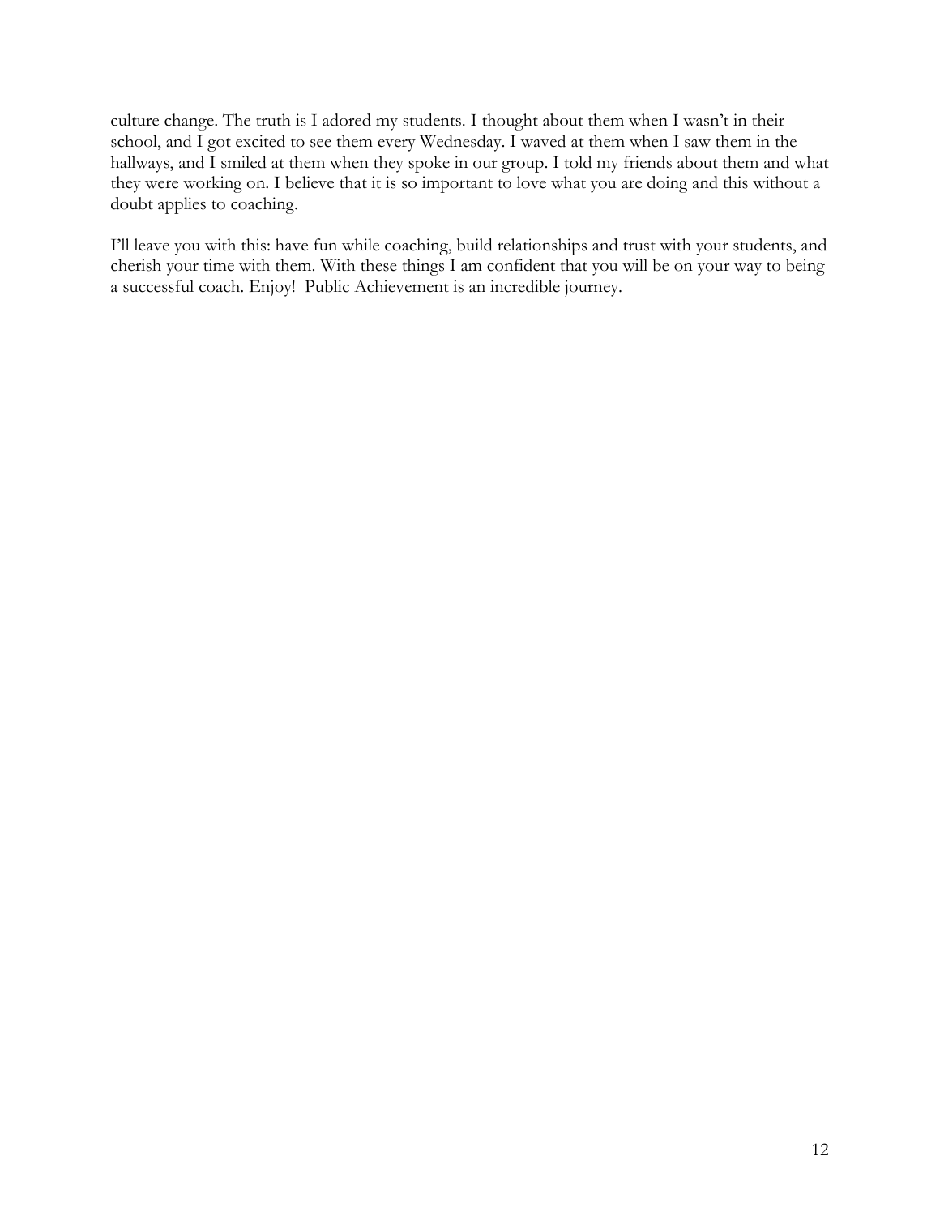culture change. The truth is I adored my students. I thought about them when I wasn't in their school, and I got excited to see them every Wednesday. I waved at them when I saw them in the hallways, and I smiled at them when they spoke in our group. I told my friends about them and what they were working on. I believe that it is so important to love what you are doing and this without a doubt applies to coaching.

I'll leave you with this: have fun while coaching, build relationships and trust with your students, and cherish your time with them. With these things I am confident that you will be on your way to being a successful coach. Enjoy! Public Achievement is an incredible journey.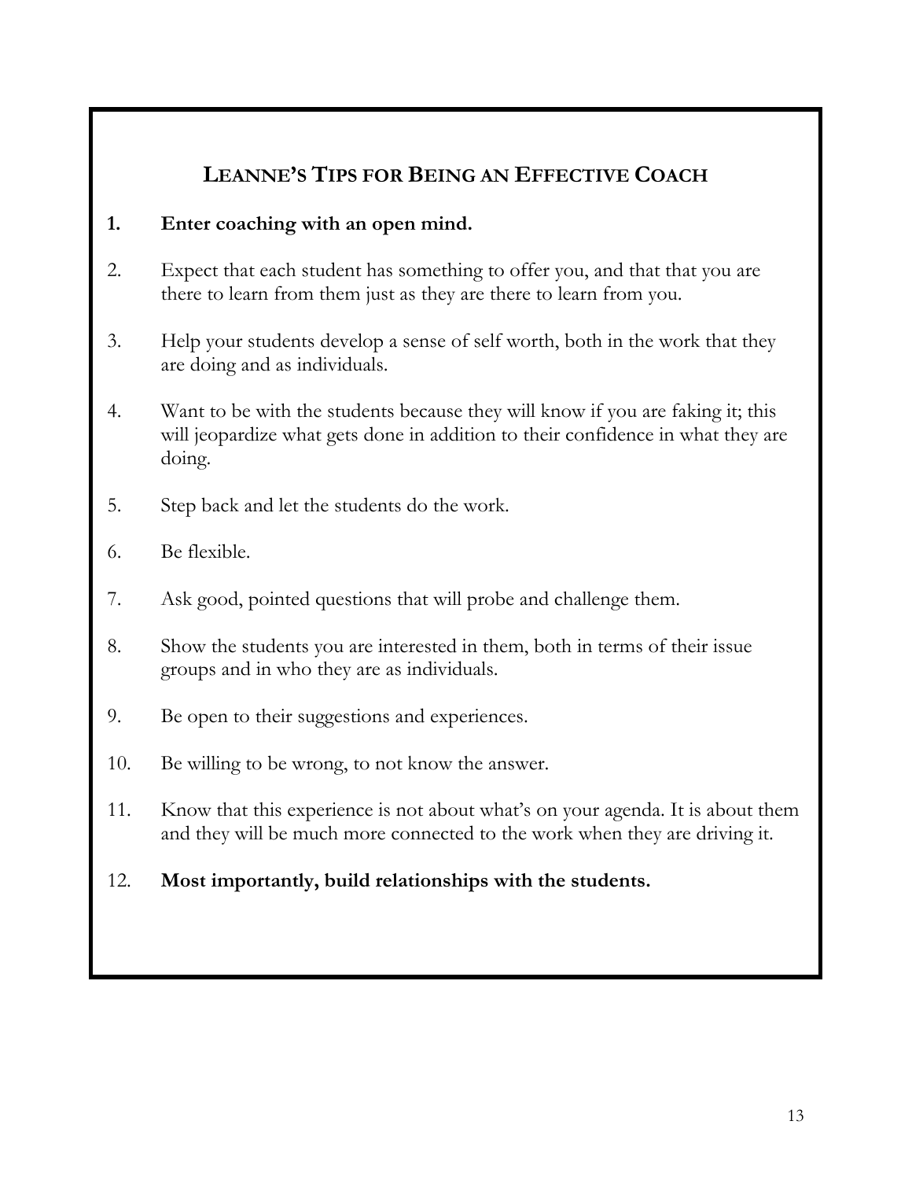## LEANNE'S TIPS FOR BEING AN EFFECTIVE COACH

1. **Enter coaching with an open mind.**
2. Expect that each student has something to offer you, and that that you are there to learn from them just as they are there to learn from you.
3. Help your students develop a sense of self worth, both in the work that they are doing and as individuals.
4. Want to be with the students because they will know if you are faking it; this will jeopardize what gets done in addition to their confidence in what they are doing.
5. Step back and let the students do the work.
6. Be flexible.
7. Ask good, pointed questions that will probe and challenge them.
8. Show the students you are interested in them, both in terms of their issue groups and in who they are as individuals.
9. Be open to their suggestions and experiences.
10. Be willing to be wrong, to not know the answer.
11. Know that this experience is not about what's on your agenda. It is about them and they will be much more connected to the work when they are driving it.
12. **Most importantly, build relationships with the students.**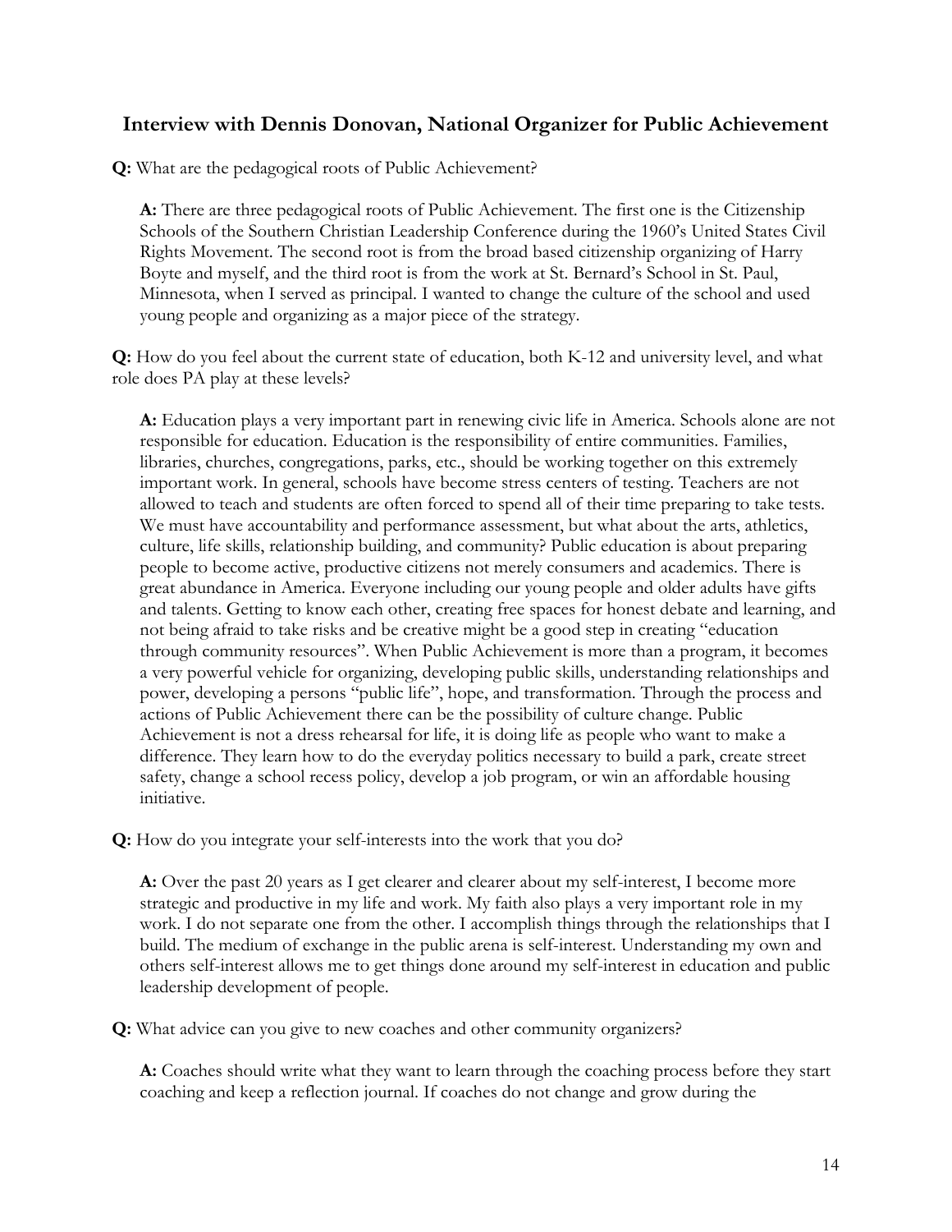## Interview with Dennis Donovan, National Organizer for Public Achievement

**Q:** What are the pedagogical roots of Public Achievement?

> **A:** There are three pedagogical roots of Public Achievement. The first one is the Citizenship Schools of the Southern Christian Leadership Conference during the 1960's United States Civil Rights Movement. The second root is from the broad based citizenship organizing of Harry Boyte and myself, and the third root is from the work at St. Bernard's School in St. Paul, Minnesota, when I served as principal. I wanted to change the culture of the school and used young people and organizing as a major piece of the strategy.

**Q:** How do you feel about the current state of education, both K-12 and university level, and what role does PA play at these levels?

> **A:** Education plays a very important part in renewing civic life in America. Schools alone are not responsible for education. Education is the responsibility of entire communities. Families, libraries, churches, congregations, parks, etc., should be working together on this extremely important work. In general, schools have become stress centers of testing. Teachers are not allowed to teach and students are often forced to spend all of their time preparing to take tests. We must have accountability and performance assessment, but what about the arts, athletics, culture, life skills, relationship building, and community? Public education is about preparing people to become active, productive citizens not merely consumers and academics. There is great abundance in America. Everyone including our young people and older adults have gifts and talents. Getting to know each other, creating free spaces for honest debate and learning, and not being afraid to take risks and be creative might be a good step in creating "education through community resources". When Public Achievement is more than a program, it becomes a very powerful vehicle for organizing, developing public skills, understanding relationships and power, developing a persons "public life", hope, and transformation. Through the process and actions of Public Achievement there can be the possibility of culture change. Public Achievement is not a dress rehearsal for life, it is doing life as people who want to make a difference. They learn how to do the everyday politics necessary to build a park, create street safety, change a school recess policy, develop a job program, or win an affordable housing initiative.

**Q:** How do you integrate your self-interests into the work that you do?

> **A:** Over the past 20 years as I get clearer and clearer about my self-interest, I become more strategic and productive in my life and work. My faith also plays a very important role in my work. I do not separate one from the other. I accomplish things through the relationships that I build. The medium of exchange in the public arena is self-interest. Understanding my own and others self-interest allows me to get things done around my self-interest in education and public leadership development of people.

**Q:** What advice can you give to new coaches and other community organizers?

> **A:** Coaches should write what they want to learn through the coaching process before they start coaching and keep a reflection journal. If coaches do not change and grow during the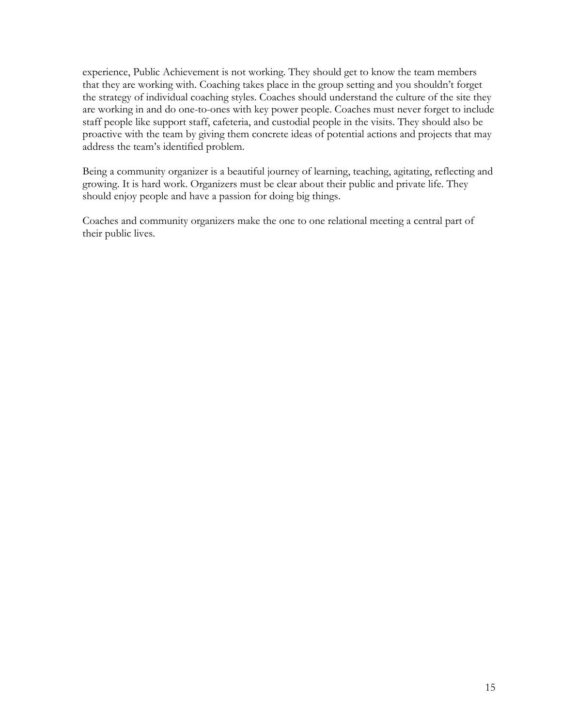experience, Public Achievement is not working. They should get to know the team members that they are working with. Coaching takes place in the group setting and you shouldn't forget the strategy of individual coaching styles. Coaches should understand the culture of the site they are working in and do one-to-ones with key power people. Coaches must never forget to include staff people like support staff, cafeteria, and custodial people in the visits. They should also be proactive with the team by giving them concrete ideas of potential actions and projects that may address the team's identified problem.

Being a community organizer is a beautiful journey of learning, teaching, agitating, reflecting and growing. It is hard work. Organizers must be clear about their public and private life. They should enjoy people and have a passion for doing big things.

Coaches and community organizers make the one to one relational meeting a central part of their public lives.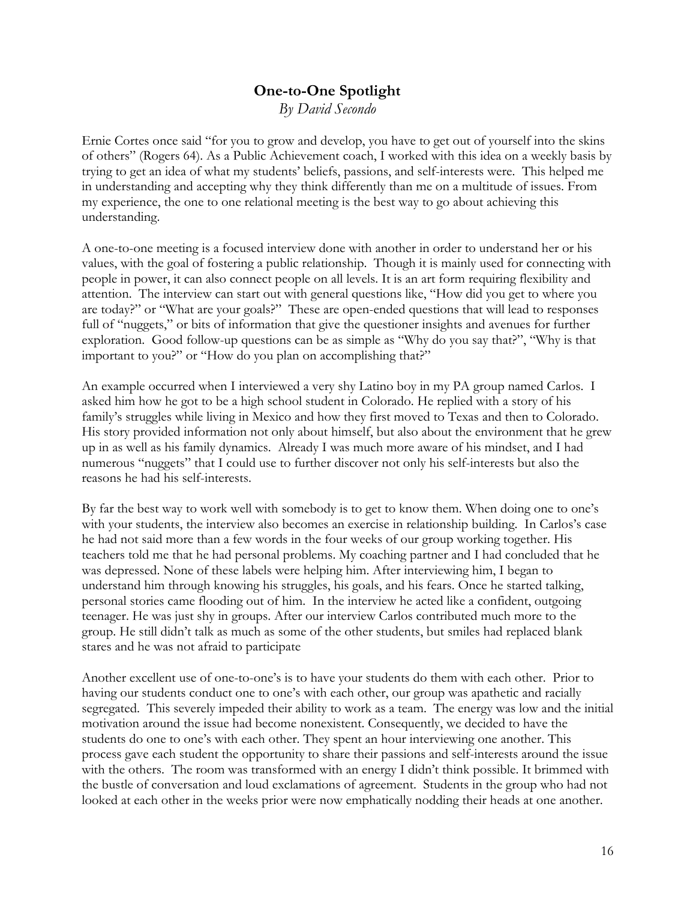## One-to-One Spotlight

*By David Secondo*

Ernie Cortes once said "for you to grow and develop, you have to get out of yourself into the skins of others" (Rogers 64). As a Public Achievement coach, I worked with this idea on a weekly basis by trying to get an idea of what my students' beliefs, passions, and self-interests were. This helped me in understanding and accepting why they think differently than me on a multitude of issues. From my experience, the one to one relational meeting is the best way to go about achieving this understanding.

A one-to-one meeting is a focused interview done with another in order to understand her or his values, with the goal of fostering a public relationship. Though it is mainly used for connecting with people in power, it can also connect people on all levels. It is an art form requiring flexibility and attention. The interview can start out with general questions like, "How did you get to where you are today?" or "What are your goals?" These are open-ended questions that will lead to responses full of "nuggets," or bits of information that give the questioner insights and avenues for further exploration. Good follow-up questions can be as simple as "Why do you say that?", "Why is that important to you?" or "How do you plan on accomplishing that?"

An example occurred when I interviewed a very shy Latino boy in my PA group named Carlos. I asked him how he got to be a high school student in Colorado. He replied with a story of his family's struggles while living in Mexico and how they first moved to Texas and then to Colorado. His story provided information not only about himself, but also about the environment that he grew up in as well as his family dynamics. Already I was much more aware of his mindset, and I had numerous "nuggets" that I could use to further discover not only his self-interests but also the reasons he had his self-interests.

By far the best way to work well with somebody is to get to know them. When doing one to one's with your students, the interview also becomes an exercise in relationship building. In Carlos's case he had not said more than a few words in the four weeks of our group working together. His teachers told me that he had personal problems. My coaching partner and I had concluded that he was depressed. None of these labels were helping him. After interviewing him, I began to understand him through knowing his struggles, his goals, and his fears. Once he started talking, personal stories came flooding out of him. In the interview he acted like a confident, outgoing teenager. He was just shy in groups. After our interview Carlos contributed much more to the group. He still didn't talk as much as some of the other students, but smiles had replaced blank stares and he was not afraid to participate

Another excellent use of one-to-one's is to have your students do them with each other. Prior to having our students conduct one to one's with each other, our group was apathetic and racially segregated. This severely impeded their ability to work as a team. The energy was low and the initial motivation around the issue had become nonexistent. Consequently, we decided to have the students do one to one's with each other. They spent an hour interviewing one another. This process gave each student the opportunity to share their passions and self-interests around the issue with the others. The room was transformed with an energy I didn't think possible. It brimmed with the bustle of conversation and loud exclamations of agreement. Students in the group who had not looked at each other in the weeks prior were now emphatically nodding their heads at one another.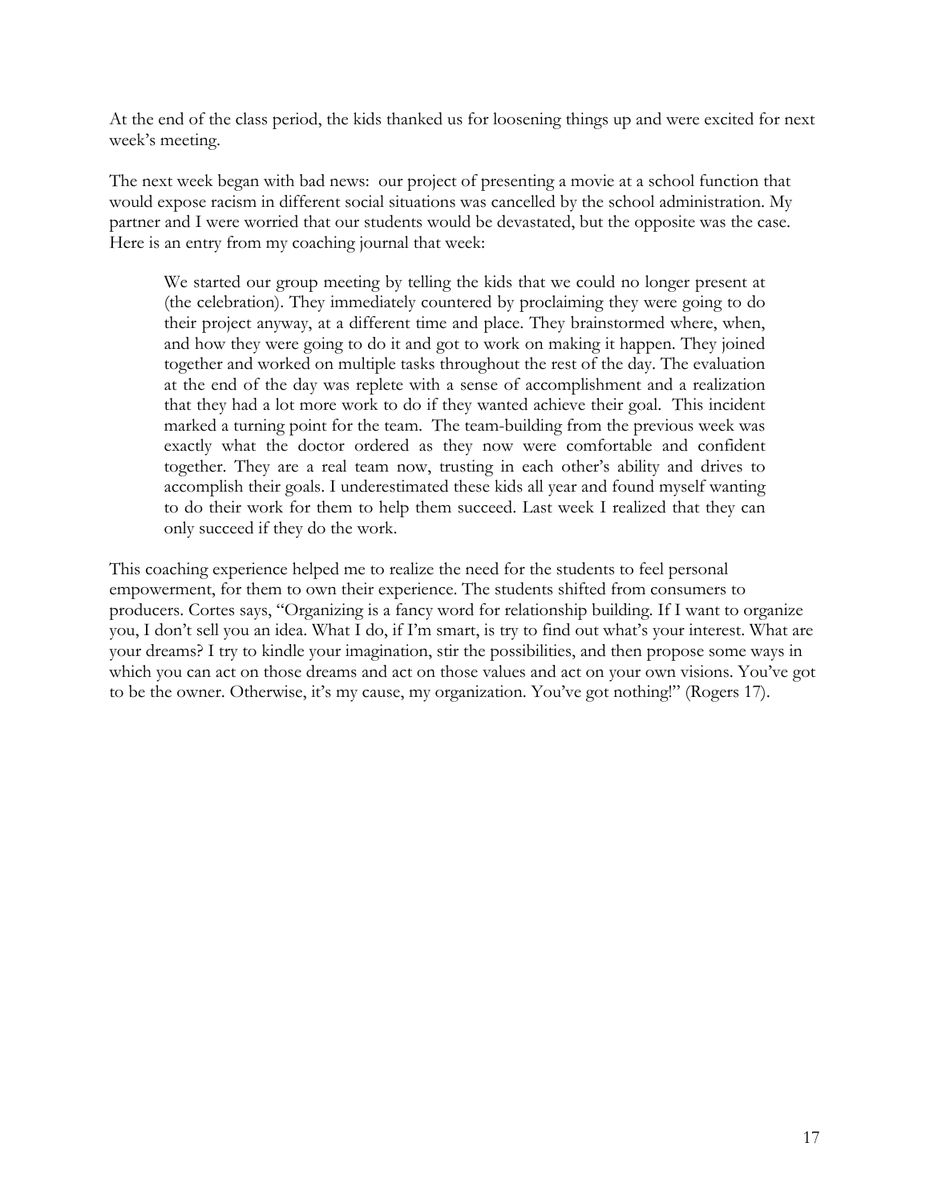At the end of the class period, the kids thanked us for loosening things up and were excited for next week's meeting.

The next week began with bad news: our project of presenting a movie at a school function that would expose racism in different social situations was cancelled by the school administration. My partner and I were worried that our students would be devastated, but the opposite was the case. Here is an entry from my coaching journal that week:

> We started our group meeting by telling the kids that we could no longer present at (the celebration). They immediately countered by proclaiming they were going to do their project anyway, at a different time and place. They brainstormed where, when, and how they were going to do it and got to work on making it happen. They joined together and worked on multiple tasks throughout the rest of the day. The evaluation at the end of the day was replete with a sense of accomplishment and a realization that they had a lot more work to do if they wanted achieve their goal. This incident marked a turning point for the team. The team-building from the previous week was exactly what the doctor ordered as they now were comfortable and confident together. They are a real team now, trusting in each other's ability and drives to accomplish their goals. I underestimated these kids all year and found myself wanting to do their work for them to help them succeed. Last week I realized that they can only succeed if they do the work.

This coaching experience helped me to realize the need for the students to feel personal empowerment, for them to own their experience. The students shifted from consumers to producers. Cortes says, "Organizing is a fancy word for relationship building. If I want to organize you, I don't sell you an idea. What I do, if I'm smart, is try to find out what's your interest. What are your dreams? I try to kindle your imagination, stir the possibilities, and then propose some ways in which you can act on those dreams and act on those values and act on your own visions. You've got to be the owner. Otherwise, it's my cause, my organization. You've got nothing!" (Rogers 17).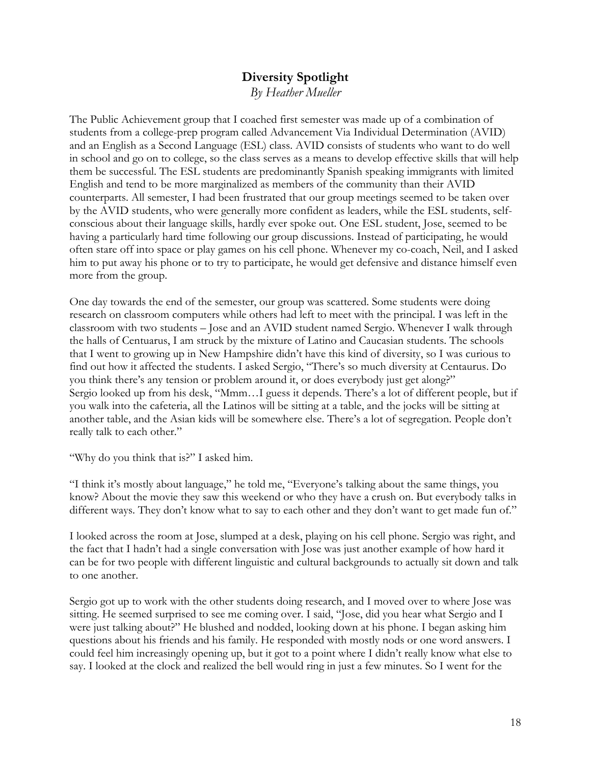## Diversity Spotlight

*By Heather Mueller*

The Public Achievement group that I coached first semester was made up of a combination of students from a college-prep program called Advancement Via Individual Determination (AVID) and an English as a Second Language (ESL) class. AVID consists of students who want to do well in school and go on to college, so the class serves as a means to develop effective skills that will help them be successful. The ESL students are predominantly Spanish speaking immigrants with limited English and tend to be more marginalized as members of the community than their AVID counterparts. All semester, I had been frustrated that our group meetings seemed to be taken over by the AVID students, who were generally more confident as leaders, while the ESL students, self-conscious about their language skills, hardly ever spoke out. One ESL student, Jose, seemed to be having a particularly hard time following our group discussions. Instead of participating, he would often stare off into space or play games on his cell phone. Whenever my co-coach, Neil, and I asked him to put away his phone or to try to participate, he would get defensive and distance himself even more from the group.

One day towards the end of the semester, our group was scattered. Some students were doing research on classroom computers while others had left to meet with the principal. I was left in the classroom with two students – Jose and an AVID student named Sergio. Whenever I walk through the halls of Centuarus, I am struck by the mixture of Latino and Caucasian students. The schools that I went to growing up in New Hampshire didn't have this kind of diversity, so I was curious to find out how it affected the students. I asked Sergio, "There's so much diversity at Centaurus. Do you think there's any tension or problem around it, or does everybody just get along?"
Sergio looked up from his desk, "Mmm…I guess it depends. There's a lot of different people, but if you walk into the cafeteria, all the Latinos will be sitting at a table, and the jocks will be sitting at another table, and the Asian kids will be somewhere else. There's a lot of segregation. People don't really talk to each other."

"Why do you think that is?" I asked him.

"I think it's mostly about language," he told me, "Everyone's talking about the same things, you know? About the movie they saw this weekend or who they have a crush on. But everybody talks in different ways. They don't know what to say to each other and they don't want to get made fun of."

I looked across the room at Jose, slumped at a desk, playing on his cell phone. Sergio was right, and the fact that I hadn't had a single conversation with Jose was just another example of how hard it can be for two people with different linguistic and cultural backgrounds to actually sit down and talk to one another.

Sergio got up to work with the other students doing research, and I moved over to where Jose was sitting. He seemed surprised to see me coming over. I said, "Jose, did you hear what Sergio and I were just talking about?" He blushed and nodded, looking down at his phone. I began asking him questions about his friends and his family. He responded with mostly nods or one word answers. I could feel him increasingly opening up, but it got to a point where I didn't really know what else to say. I looked at the clock and realized the bell would ring in just a few minutes. So I went for the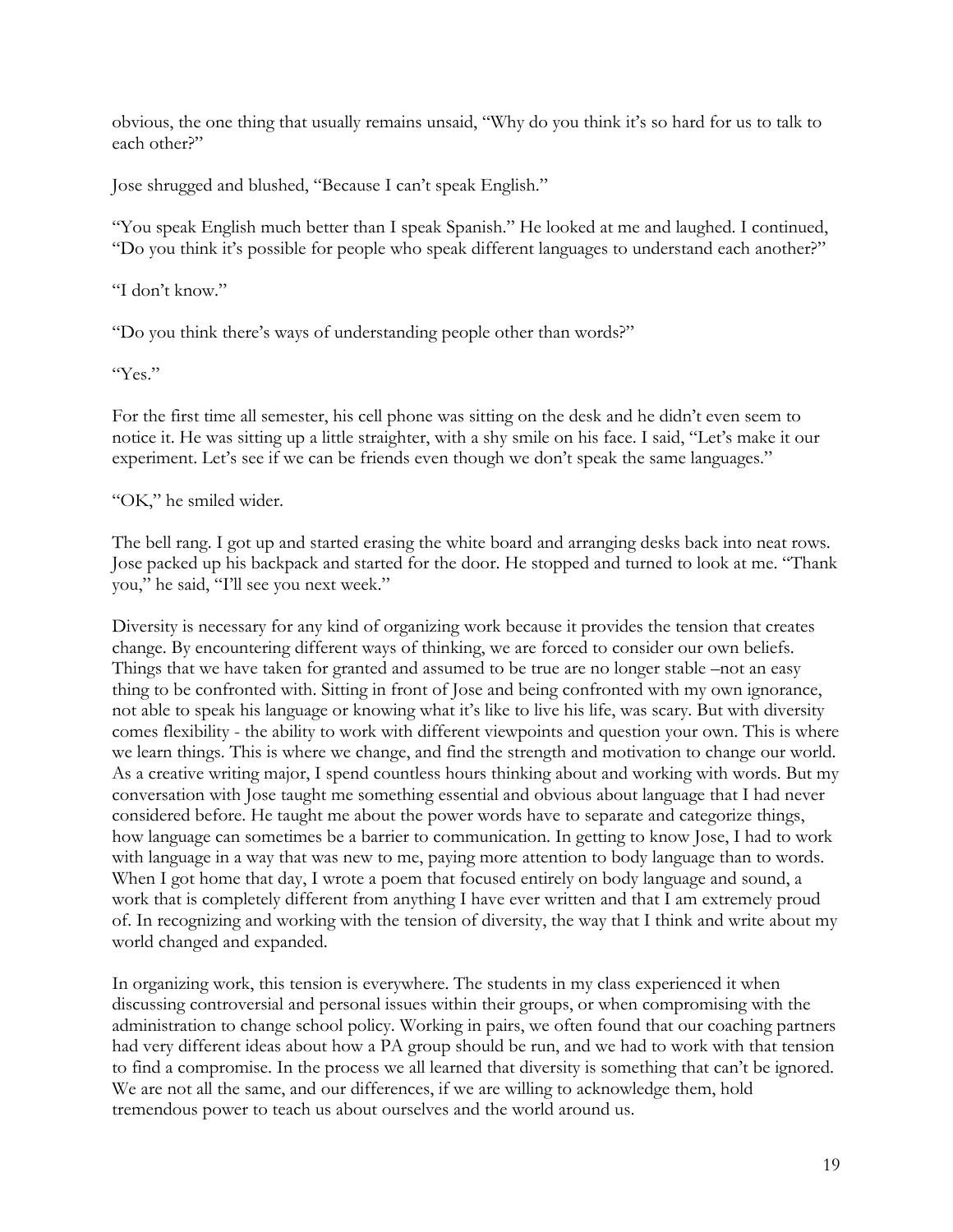obvious, the one thing that usually remains unsaid, "Why do you think it's so hard for us to talk to each other?"

Jose shrugged and blushed, "Because I can't speak English."

"You speak English much better than I speak Spanish." He looked at me and laughed. I continued, "Do you think it's possible for people who speak different languages to understand each another?"

"I don't know."

"Do you think there's ways of understanding people other than words?"

"Yes."

For the first time all semester, his cell phone was sitting on the desk and he didn't even seem to notice it. He was sitting up a little straighter, with a shy smile on his face. I said, "Let's make it our experiment. Let's see if we can be friends even though we don't speak the same languages."

"OK," he smiled wider.

The bell rang. I got up and started erasing the white board and arranging desks back into neat rows. Jose packed up his backpack and started for the door. He stopped and turned to look at me. "Thank you," he said, "I'll see you next week."

Diversity is necessary for any kind of organizing work because it provides the tension that creates change. By encountering different ways of thinking, we are forced to consider our own beliefs. Things that we have taken for granted and assumed to be true are no longer stable –not an easy thing to be confronted with. Sitting in front of Jose and being confronted with my own ignorance, not able to speak his language or knowing what it's like to live his life, was scary. But with diversity comes flexibility - the ability to work with different viewpoints and question your own. This is where we learn things. This is where we change, and find the strength and motivation to change our world. As a creative writing major, I spend countless hours thinking about and working with words. But my conversation with Jose taught me something essential and obvious about language that I had never considered before. He taught me about the power words have to separate and categorize things, how language can sometimes be a barrier to communication. In getting to know Jose, I had to work with language in a way that was new to me, paying more attention to body language than to words. When I got home that day, I wrote a poem that focused entirely on body language and sound, a work that is completely different from anything I have ever written and that I am extremely proud of. In recognizing and working with the tension of diversity, the way that I think and write about my world changed and expanded.

In organizing work, this tension is everywhere. The students in my class experienced it when discussing controversial and personal issues within their groups, or when compromising with the administration to change school policy. Working in pairs, we often found that our coaching partners had very different ideas about how a PA group should be run, and we had to work with that tension to find a compromise. In the process we all learned that diversity is something that can't be ignored. We are not all the same, and our differences, if we are willing to acknowledge them, hold tremendous power to teach us about ourselves and the world around us.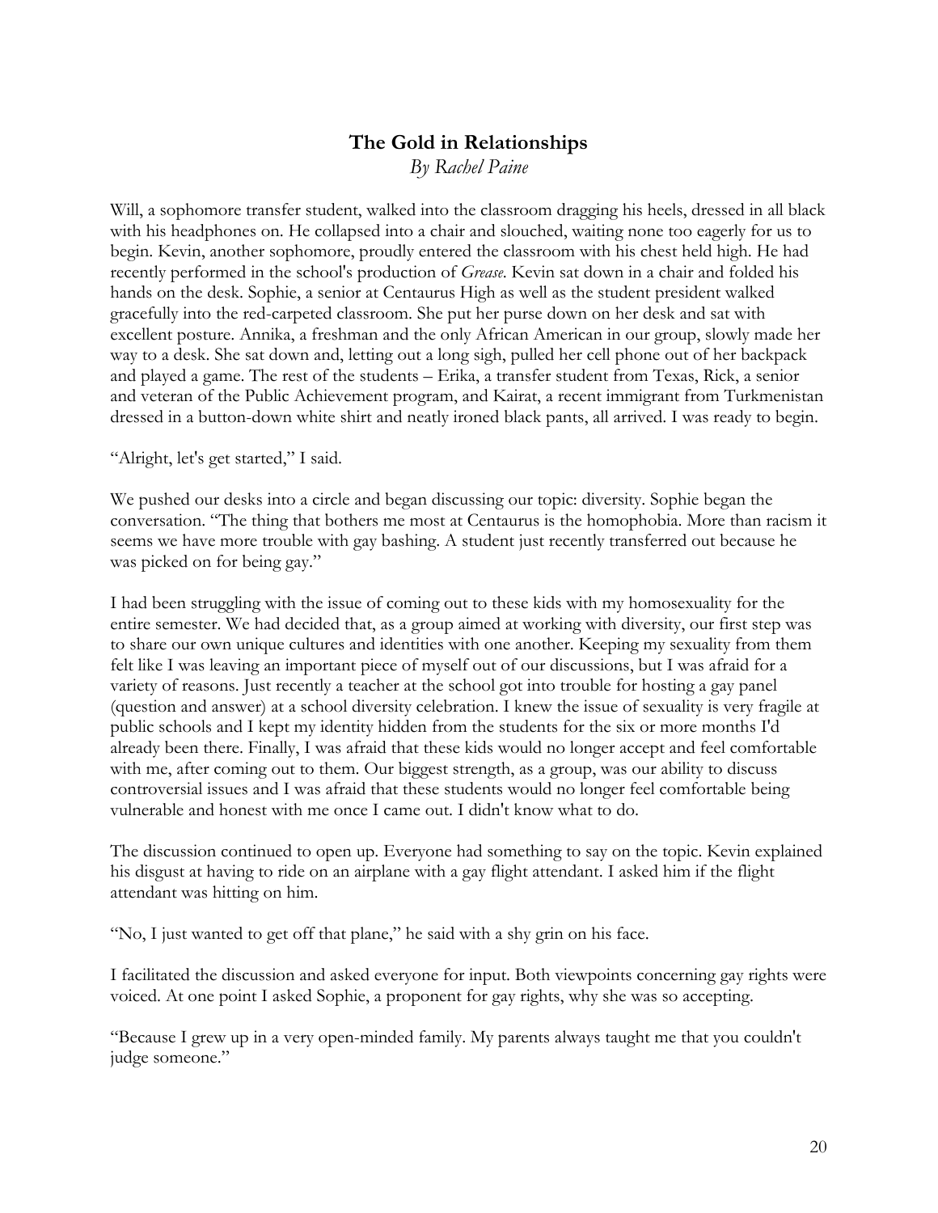## The Gold in Relationships

*By Rachel Paine*

Will, a sophomore transfer student, walked into the classroom dragging his heels, dressed in all black with his headphones on. He collapsed into a chair and slouched, waiting none too eagerly for us to begin. Kevin, another sophomore, proudly entered the classroom with his chest held high. He had recently performed in the school's production of *Grease*. Kevin sat down in a chair and folded his hands on the desk. Sophie, a senior at Centaurus High as well as the student president walked gracefully into the red-carpeted classroom. She put her purse down on her desk and sat with excellent posture. Annika, a freshman and the only African American in our group, slowly made her way to a desk. She sat down and, letting out a long sigh, pulled her cell phone out of her backpack and played a game. The rest of the students – Erika, a transfer student from Texas, Rick, a senior and veteran of the Public Achievement program, and Kairat, a recent immigrant from Turkmenistan dressed in a button-down white shirt and neatly ironed black pants, all arrived. I was ready to begin.

"Alright, let's get started," I said.

We pushed our desks into a circle and began discussing our topic: diversity. Sophie began the conversation. "The thing that bothers me most at Centaurus is the homophobia. More than racism it seems we have more trouble with gay bashing. A student just recently transferred out because he was picked on for being gay."

I had been struggling with the issue of coming out to these kids with my homosexuality for the entire semester. We had decided that, as a group aimed at working with diversity, our first step was to share our own unique cultures and identities with one another. Keeping my sexuality from them felt like I was leaving an important piece of myself out of our discussions, but I was afraid for a variety of reasons. Just recently a teacher at the school got into trouble for hosting a gay panel (question and answer) at a school diversity celebration. I knew the issue of sexuality is very fragile at public schools and I kept my identity hidden from the students for the six or more months I'd already been there. Finally, I was afraid that these kids would no longer accept and feel comfortable with me, after coming out to them. Our biggest strength, as a group, was our ability to discuss controversial issues and I was afraid that these students would no longer feel comfortable being vulnerable and honest with me once I came out. I didn't know what to do.

The discussion continued to open up. Everyone had something to say on the topic. Kevin explained his disgust at having to ride on an airplane with a gay flight attendant. I asked him if the flight attendant was hitting on him.

"No, I just wanted to get off that plane," he said with a shy grin on his face.

I facilitated the discussion and asked everyone for input. Both viewpoints concerning gay rights were voiced. At one point I asked Sophie, a proponent for gay rights, why she was so accepting.

"Because I grew up in a very open-minded family. My parents always taught me that you couldn't judge someone."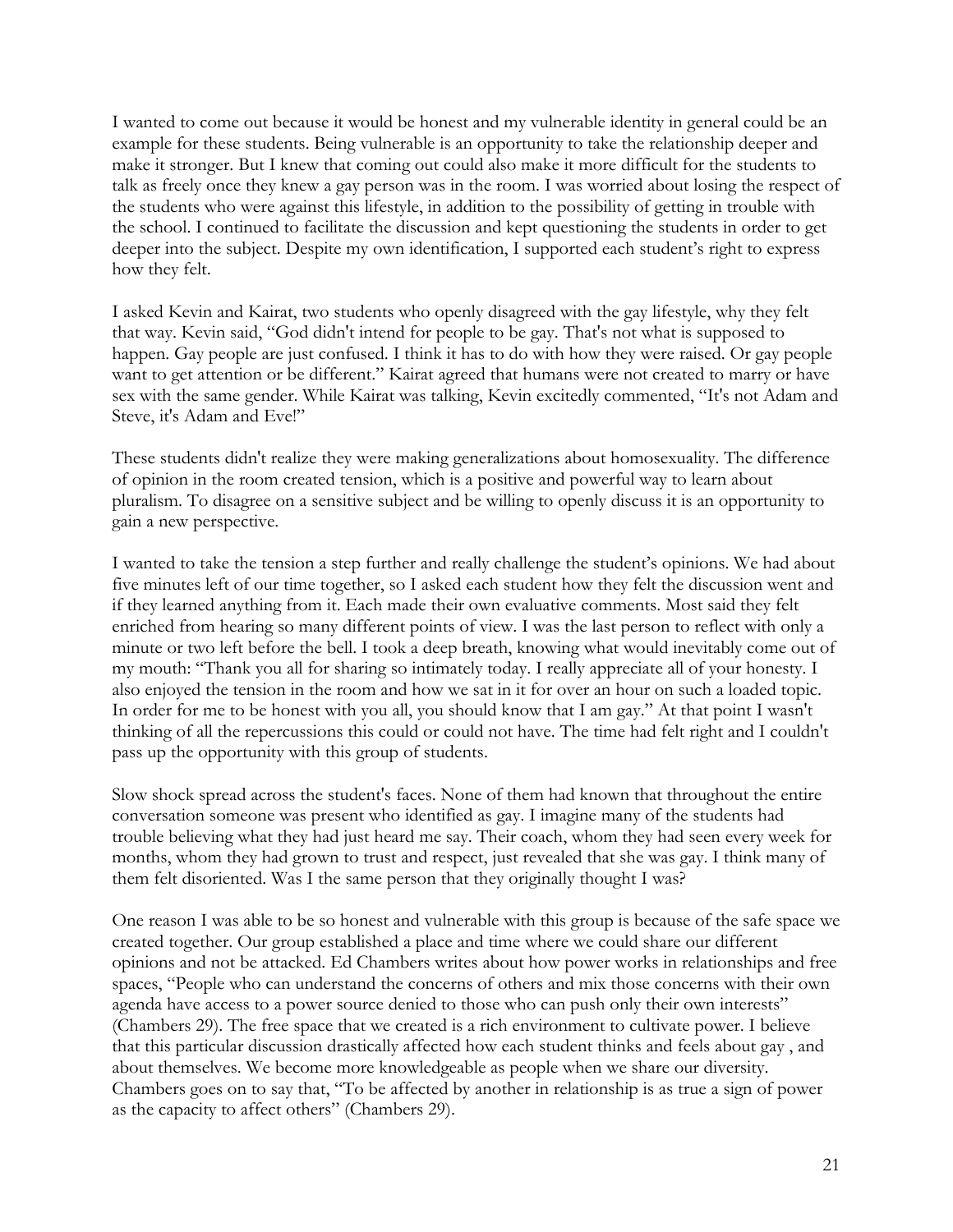I wanted to come out because it would be honest and my vulnerable identity in general could be an example for these students. Being vulnerable is an opportunity to take the relationship deeper and make it stronger. But I knew that coming out could also make it more difficult for the students to talk as freely once they knew a gay person was in the room. I was worried about losing the respect of the students who were against this lifestyle, in addition to the possibility of getting in trouble with the school. I continued to facilitate the discussion and kept questioning the students in order to get deeper into the subject. Despite my own identification, I supported each student's right to express how they felt.

I asked Kevin and Kairat, two students who openly disagreed with the gay lifestyle, why they felt that way. Kevin said, "God didn't intend for people to be gay. That's not what is supposed to happen. Gay people are just confused. I think it has to do with how they were raised. Or gay people want to get attention or be different." Kairat agreed that humans were not created to marry or have sex with the same gender. While Kairat was talking, Kevin excitedly commented, "It's not Adam and Steve, it's Adam and Eve!"

These students didn't realize they were making generalizations about homosexuality. The difference of opinion in the room created tension, which is a positive and powerful way to learn about pluralism. To disagree on a sensitive subject and be willing to openly discuss it is an opportunity to gain a new perspective.

I wanted to take the tension a step further and really challenge the student's opinions. We had about five minutes left of our time together, so I asked each student how they felt the discussion went and if they learned anything from it. Each made their own evaluative comments. Most said they felt enriched from hearing so many different points of view. I was the last person to reflect with only a minute or two left before the bell. I took a deep breath, knowing what would inevitably come out of my mouth: "Thank you all for sharing so intimately today. I really appreciate all of your honesty. I also enjoyed the tension in the room and how we sat in it for over an hour on such a loaded topic. In order for me to be honest with you all, you should know that I am gay." At that point I wasn't thinking of all the repercussions this could or could not have. The time had felt right and I couldn't pass up the opportunity with this group of students.

Slow shock spread across the student's faces. None of them had known that throughout the entire conversation someone was present who identified as gay. I imagine many of the students had trouble believing what they had just heard me say. Their coach, whom they had seen every week for months, whom they had grown to trust and respect, just revealed that she was gay. I think many of them felt disoriented. Was I the same person that they originally thought I was?

One reason I was able to be so honest and vulnerable with this group is because of the safe space we created together. Our group established a place and time where we could share our different opinions and not be attacked. Ed Chambers writes about how power works in relationships and free spaces, "People who can understand the concerns of others and mix those concerns with their own agenda have access to a power source denied to those who can push only their own interests" (Chambers 29). The free space that we created is a rich environment to cultivate power. I believe that this particular discussion drastically affected how each student thinks and feels about gay , and about themselves. We become more knowledgeable as people when we share our diversity. Chambers goes on to say that, "To be affected by another in relationship is as true a sign of power as the capacity to affect others" (Chambers 29).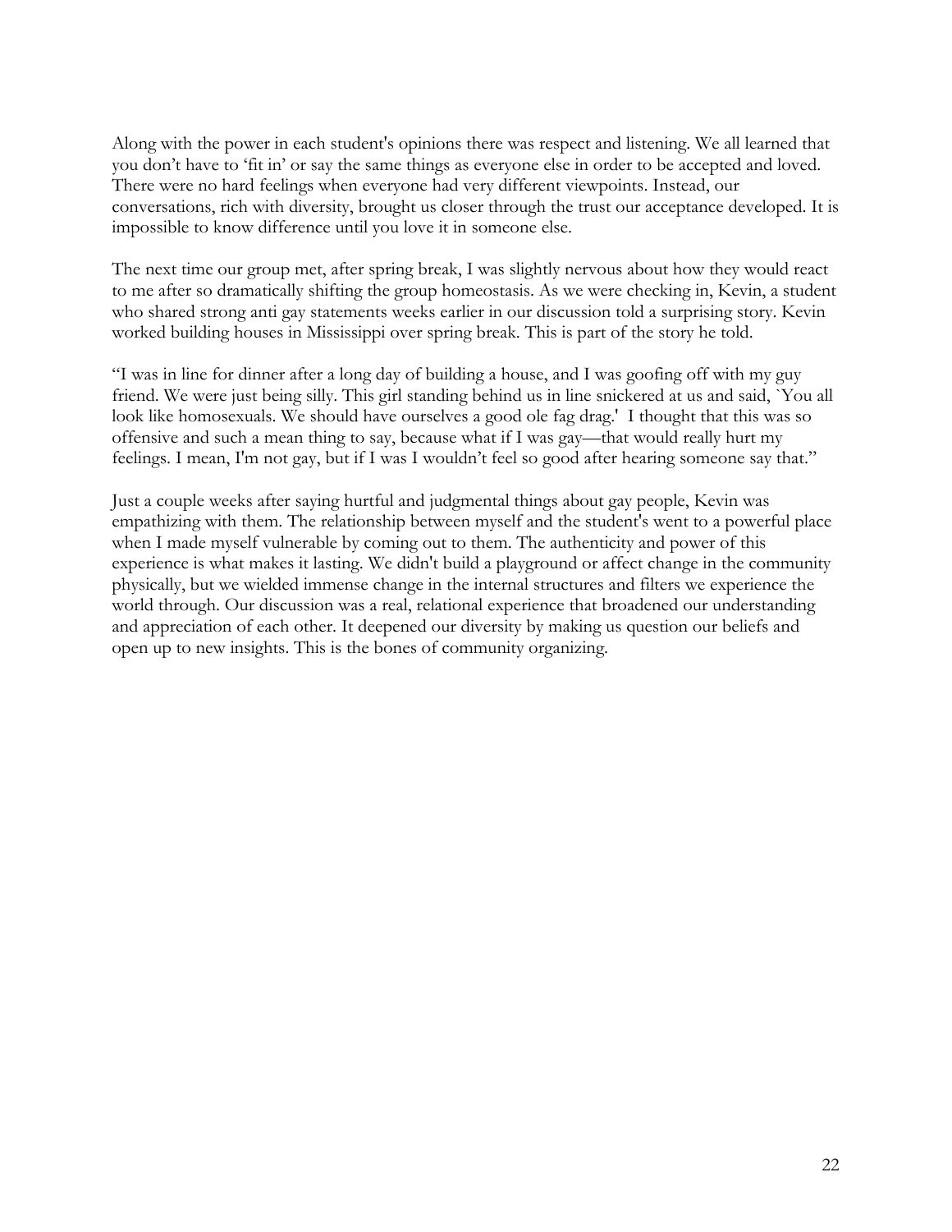Along with the power in each student's opinions there was respect and listening. We all learned that you don't have to 'fit in' or say the same things as everyone else in order to be accepted and loved. There were no hard feelings when everyone had very different viewpoints. Instead, our conversations, rich with diversity, brought us closer through the trust our acceptance developed. It is impossible to know difference until you love it in someone else.

The next time our group met, after spring break, I was slightly nervous about how they would react to me after so dramatically shifting the group homeostasis. As we were checking in, Kevin, a student who shared strong anti gay statements weeks earlier in our discussion told a surprising story. Kevin worked building houses in Mississippi over spring break. This is part of the story he told.

"I was in line for dinner after a long day of building a house, and I was goofing off with my guy friend. We were just being silly. This girl standing behind us in line snickered at us and said, `You all look like homosexuals. We should have ourselves a good ole fag drag.' I thought that this was so offensive and such a mean thing to say, because what if I was gay—that would really hurt my feelings. I mean, I'm not gay, but if I was I wouldn't feel so good after hearing someone say that."

Just a couple weeks after saying hurtful and judgmental things about gay people, Kevin was empathizing with them. The relationship between myself and the student's went to a powerful place when I made myself vulnerable by coming out to them. The authenticity and power of this experience is what makes it lasting. We didn't build a playground or affect change in the community physically, but we wielded immense change in the internal structures and filters we experience the world through. Our discussion was a real, relational experience that broadened our understanding and appreciation of each other. It deepened our diversity by making us question our beliefs and open up to new insights. This is the bones of community organizing.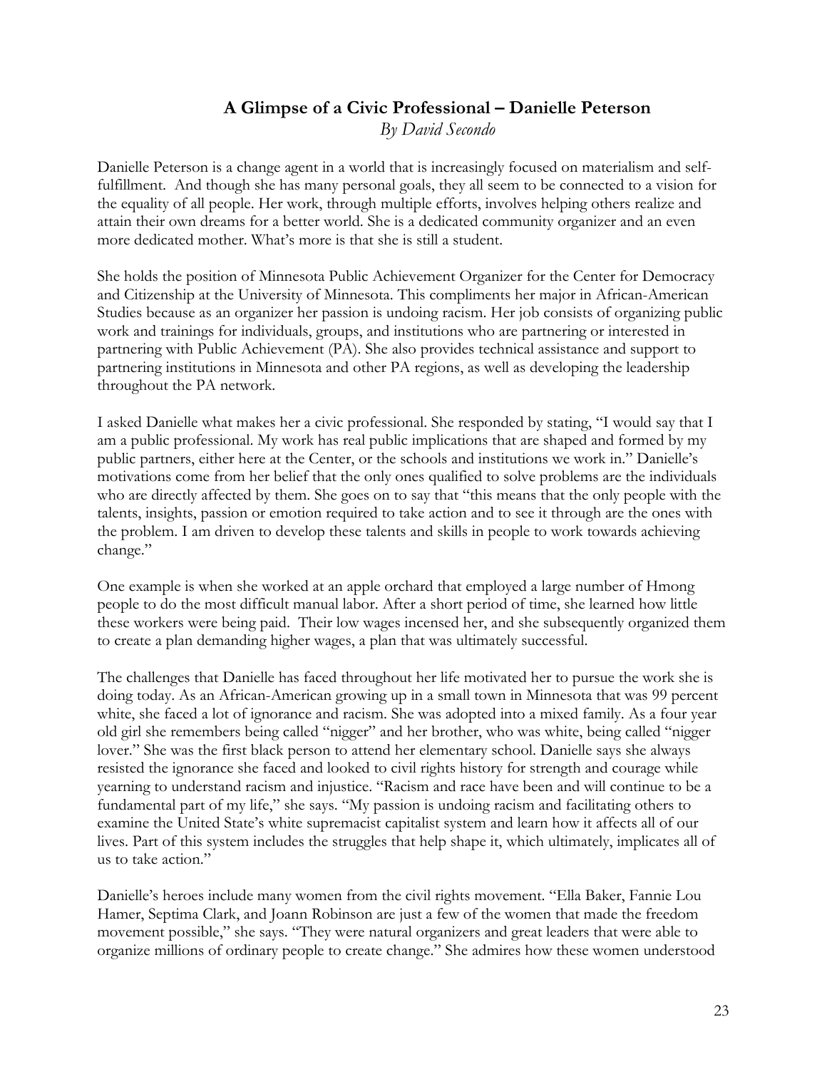## A Glimpse of a Civic Professional – Danielle Peterson

*By David Secondo*

Danielle Peterson is a change agent in a world that is increasingly focused on materialism and self-fulfillment. And though she has many personal goals, they all seem to be connected to a vision for the equality of all people. Her work, through multiple efforts, involves helping others realize and attain their own dreams for a better world. She is a dedicated community organizer and an even more dedicated mother. What's more is that she is still a student.

She holds the position of Minnesota Public Achievement Organizer for the Center for Democracy and Citizenship at the University of Minnesota. This compliments her major in African-American Studies because as an organizer her passion is undoing racism. Her job consists of organizing public work and trainings for individuals, groups, and institutions who are partnering or interested in partnering with Public Achievement (PA). She also provides technical assistance and support to partnering institutions in Minnesota and other PA regions, as well as developing the leadership throughout the PA network.

I asked Danielle what makes her a civic professional. She responded by stating, "I would say that I am a public professional. My work has real public implications that are shaped and formed by my public partners, either here at the Center, or the schools and institutions we work in." Danielle's motivations come from her belief that the only ones qualified to solve problems are the individuals who are directly affected by them. She goes on to say that "this means that the only people with the talents, insights, passion or emotion required to take action and to see it through are the ones with the problem. I am driven to develop these talents and skills in people to work towards achieving change."

One example is when she worked at an apple orchard that employed a large number of Hmong people to do the most difficult manual labor. After a short period of time, she learned how little these workers were being paid. Their low wages incensed her, and she subsequently organized them to create a plan demanding higher wages, a plan that was ultimately successful.

The challenges that Danielle has faced throughout her life motivated her to pursue the work she is doing today. As an African-American growing up in a small town in Minnesota that was 99 percent white, she faced a lot of ignorance and racism. She was adopted into a mixed family. As a four year old girl she remembers being called "nigger" and her brother, who was white, being called "nigger lover." She was the first black person to attend her elementary school. Danielle says she always resisted the ignorance she faced and looked to civil rights history for strength and courage while yearning to understand racism and injustice. "Racism and race have been and will continue to be a fundamental part of my life," she says. "My passion is undoing racism and facilitating others to examine the United State's white supremacist capitalist system and learn how it affects all of our lives. Part of this system includes the struggles that help shape it, which ultimately, implicates all of us to take action."

Danielle's heroes include many women from the civil rights movement. "Ella Baker, Fannie Lou Hamer, Septima Clark, and Joann Robinson are just a few of the women that made the freedom movement possible," she says. "They were natural organizers and great leaders that were able to organize millions of ordinary people to create change." She admires how these women understood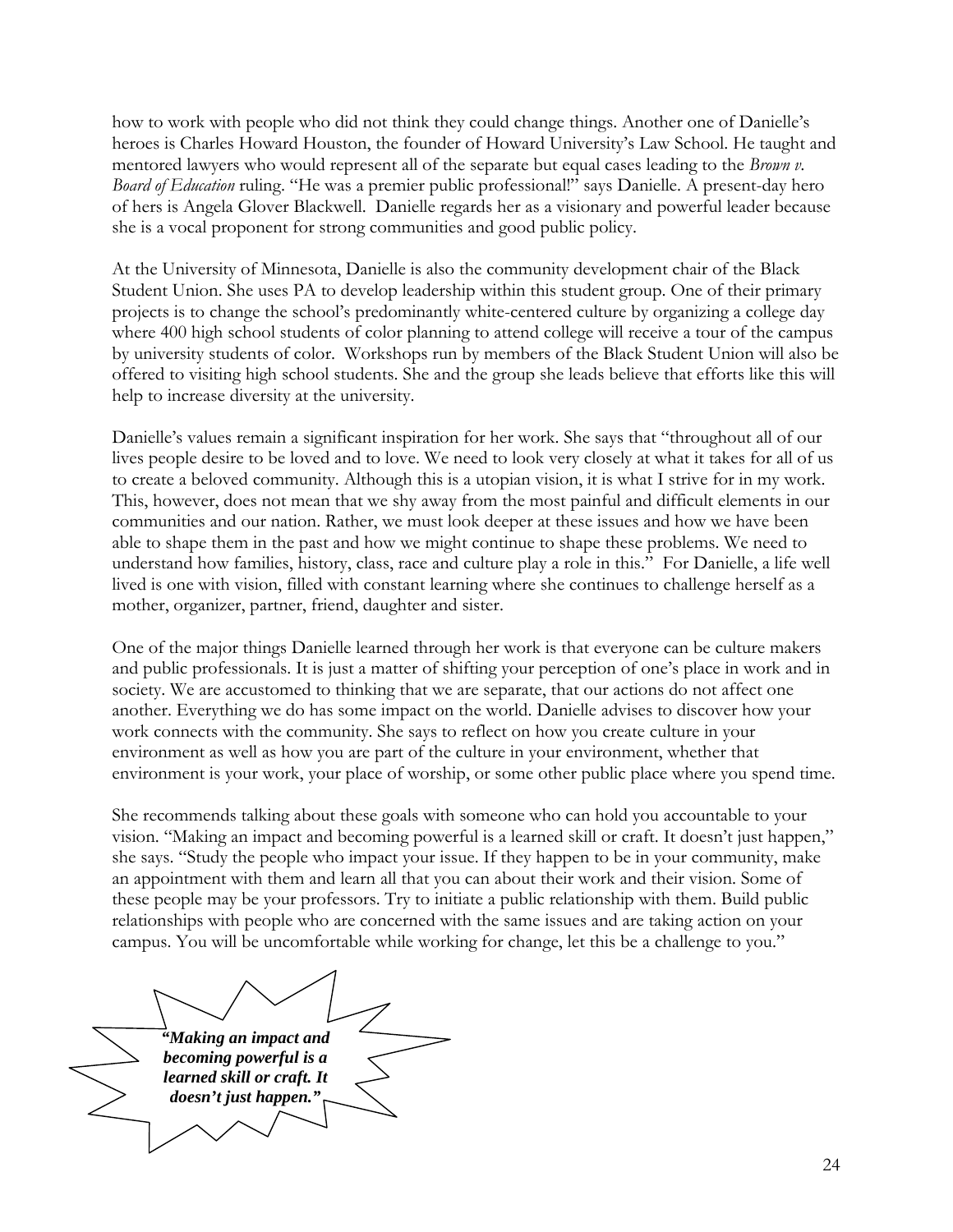how to work with people who did not think they could change things. Another one of Danielle's heroes is Charles Howard Houston, the founder of Howard University's Law School. He taught and mentored lawyers who would represent all of the separate but equal cases leading to the *Brown v. Board of Education* ruling. "He was a premier public professional!" says Danielle. A present-day hero of hers is Angela Glover Blackwell. Danielle regards her as a visionary and powerful leader because she is a vocal proponent for strong communities and good public policy.

At the University of Minnesota, Danielle is also the community development chair of the Black Student Union. She uses PA to develop leadership within this student group. One of their primary projects is to change the school's predominantly white-centered culture by organizing a college day where 400 high school students of color planning to attend college will receive a tour of the campus by university students of color. Workshops run by members of the Black Student Union will also be offered to visiting high school students. She and the group she leads believe that efforts like this will help to increase diversity at the university.

Danielle's values remain a significant inspiration for her work. She says that "throughout all of our lives people desire to be loved and to love. We need to look very closely at what it takes for all of us to create a beloved community. Although this is a utopian vision, it is what I strive for in my work. This, however, does not mean that we shy away from the most painful and difficult elements in our communities and our nation. Rather, we must look deeper at these issues and how we have been able to shape them in the past and how we might continue to shape these problems. We need to understand how families, history, class, race and culture play a role in this." For Danielle, a life well lived is one with vision, filled with constant learning where she continues to challenge herself as a mother, organizer, partner, friend, daughter and sister.

One of the major things Danielle learned through her work is that everyone can be culture makers and public professionals. It is just a matter of shifting your perception of one's place in work and in society. We are accustomed to thinking that we are separate, that our actions do not affect one another. Everything we do has some impact on the world. Danielle advises to discover how your work connects with the community. She says to reflect on how you create culture in your environment as well as how you are part of the culture in your environment, whether that environment is your work, your place of worship, or some other public place where you spend time.

She recommends talking about these goals with someone who can hold you accountable to your vision. "Making an impact and becoming powerful is a learned skill or craft. It doesn't just happen," she says. "Study the people who impact your issue. If they happen to be in your community, make an appointment with them and learn all that you can about their work and their vision. Some of these people may be your professors. Try to initiate a public relationship with them. Build public relationships with people who are concerned with the same issues and are taking action on your campus. You will be uncomfortable while working for change, let this be a challenge to you."

***"Making an impact and becoming powerful is a learned skill or craft. It doesn't just happen."***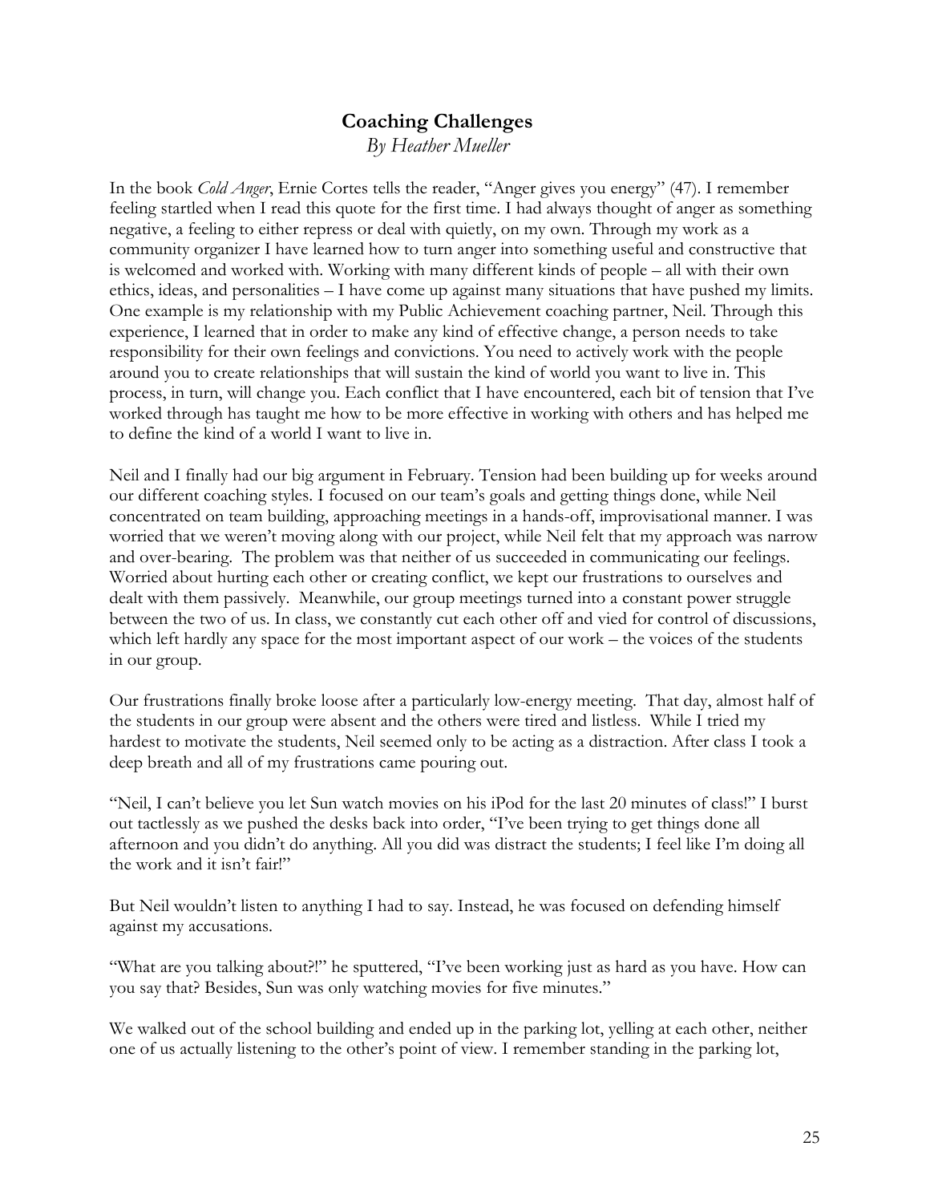# Coaching Challenges

*By Heather Mueller*

In the book *Cold Anger*, Ernie Cortes tells the reader, "Anger gives you energy" (47). I remember feeling startled when I read this quote for the first time. I had always thought of anger as something negative, a feeling to either repress or deal with quietly, on my own. Through my work as a community organizer I have learned how to turn anger into something useful and constructive that is welcomed and worked with. Working with many different kinds of people – all with their own ethics, ideas, and personalities – I have come up against many situations that have pushed my limits. One example is my relationship with my Public Achievement coaching partner, Neil. Through this experience, I learned that in order to make any kind of effective change, a person needs to take responsibility for their own feelings and convictions. You need to actively work with the people around you to create relationships that will sustain the kind of world you want to live in. This process, in turn, will change you. Each conflict that I have encountered, each bit of tension that I've worked through has taught me how to be more effective in working with others and has helped me to define the kind of a world I want to live in.

Neil and I finally had our big argument in February. Tension had been building up for weeks around our different coaching styles. I focused on our team's goals and getting things done, while Neil concentrated on team building, approaching meetings in a hands-off, improvisational manner. I was worried that we weren't moving along with our project, while Neil felt that my approach was narrow and over-bearing. The problem was that neither of us succeeded in communicating our feelings. Worried about hurting each other or creating conflict, we kept our frustrations to ourselves and dealt with them passively. Meanwhile, our group meetings turned into a constant power struggle between the two of us. In class, we constantly cut each other off and vied for control of discussions, which left hardly any space for the most important aspect of our work – the voices of the students in our group.

Our frustrations finally broke loose after a particularly low-energy meeting. That day, almost half of the students in our group were absent and the others were tired and listless. While I tried my hardest to motivate the students, Neil seemed only to be acting as a distraction. After class I took a deep breath and all of my frustrations came pouring out.

"Neil, I can't believe you let Sun watch movies on his iPod for the last 20 minutes of class!" I burst out tactlessly as we pushed the desks back into order, "I've been trying to get things done all afternoon and you didn't do anything. All you did was distract the students; I feel like I'm doing all the work and it isn't fair!"

But Neil wouldn't listen to anything I had to say. Instead, he was focused on defending himself against my accusations.

"What are you talking about?!" he sputtered, "I've been working just as hard as you have. How can you say that? Besides, Sun was only watching movies for five minutes."

We walked out of the school building and ended up in the parking lot, yelling at each other, neither one of us actually listening to the other's point of view. I remember standing in the parking lot,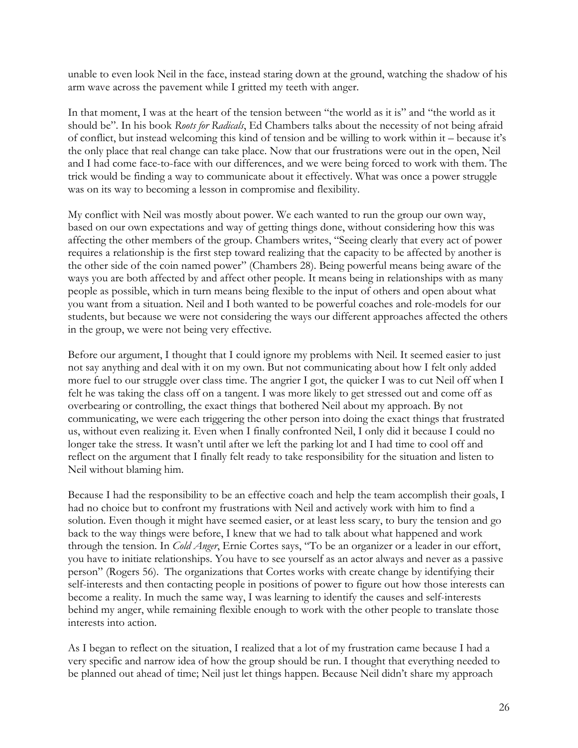unable to even look Neil in the face, instead staring down at the ground, watching the shadow of his arm wave across the pavement while I gritted my teeth with anger.

In that moment, I was at the heart of the tension between "the world as it is" and "the world as it should be". In his book *Roots for Radicals*, Ed Chambers talks about the necessity of not being afraid of conflict, but instead welcoming this kind of tension and be willing to work within it – because it's the only place that real change can take place. Now that our frustrations were out in the open, Neil and I had come face-to-face with our differences, and we were being forced to work with them. The trick would be finding a way to communicate about it effectively. What was once a power struggle was on its way to becoming a lesson in compromise and flexibility.

My conflict with Neil was mostly about power. We each wanted to run the group our own way, based on our own expectations and way of getting things done, without considering how this was affecting the other members of the group. Chambers writes, "Seeing clearly that every act of power requires a relationship is the first step toward realizing that the capacity to be affected by another is the other side of the coin named power" (Chambers 28). Being powerful means being aware of the ways you are both affected by and affect other people. It means being in relationships with as many people as possible, which in turn means being flexible to the input of others and open about what you want from a situation. Neil and I both wanted to be powerful coaches and role-models for our students, but because we were not considering the ways our different approaches affected the others in the group, we were not being very effective.

Before our argument, I thought that I could ignore my problems with Neil. It seemed easier to just not say anything and deal with it on my own. But not communicating about how I felt only added more fuel to our struggle over class time. The angrier I got, the quicker I was to cut Neil off when I felt he was taking the class off on a tangent. I was more likely to get stressed out and come off as overbearing or controlling, the exact things that bothered Neil about my approach. By not communicating, we were each triggering the other person into doing the exact things that frustrated us, without even realizing it. Even when I finally confronted Neil, I only did it because I could no longer take the stress. It wasn't until after we left the parking lot and I had time to cool off and reflect on the argument that I finally felt ready to take responsibility for the situation and listen to Neil without blaming him.

Because I had the responsibility to be an effective coach and help the team accomplish their goals, I had no choice but to confront my frustrations with Neil and actively work with him to find a solution. Even though it might have seemed easier, or at least less scary, to bury the tension and go back to the way things were before, I knew that we had to talk about what happened and work through the tension. In *Cold Anger*, Ernie Cortes says, "To be an organizer or a leader in our effort, you have to initiate relationships. You have to see yourself as an actor always and never as a passive person" (Rogers 56). The organizations that Cortes works with create change by identifying their self-interests and then contacting people in positions of power to figure out how those interests can become a reality. In much the same way, I was learning to identify the causes and self-interests behind my anger, while remaining flexible enough to work with the other people to translate those interests into action.

As I began to reflect on the situation, I realized that a lot of my frustration came because I had a very specific and narrow idea of how the group should be run. I thought that everything needed to be planned out ahead of time; Neil just let things happen. Because Neil didn't share my approach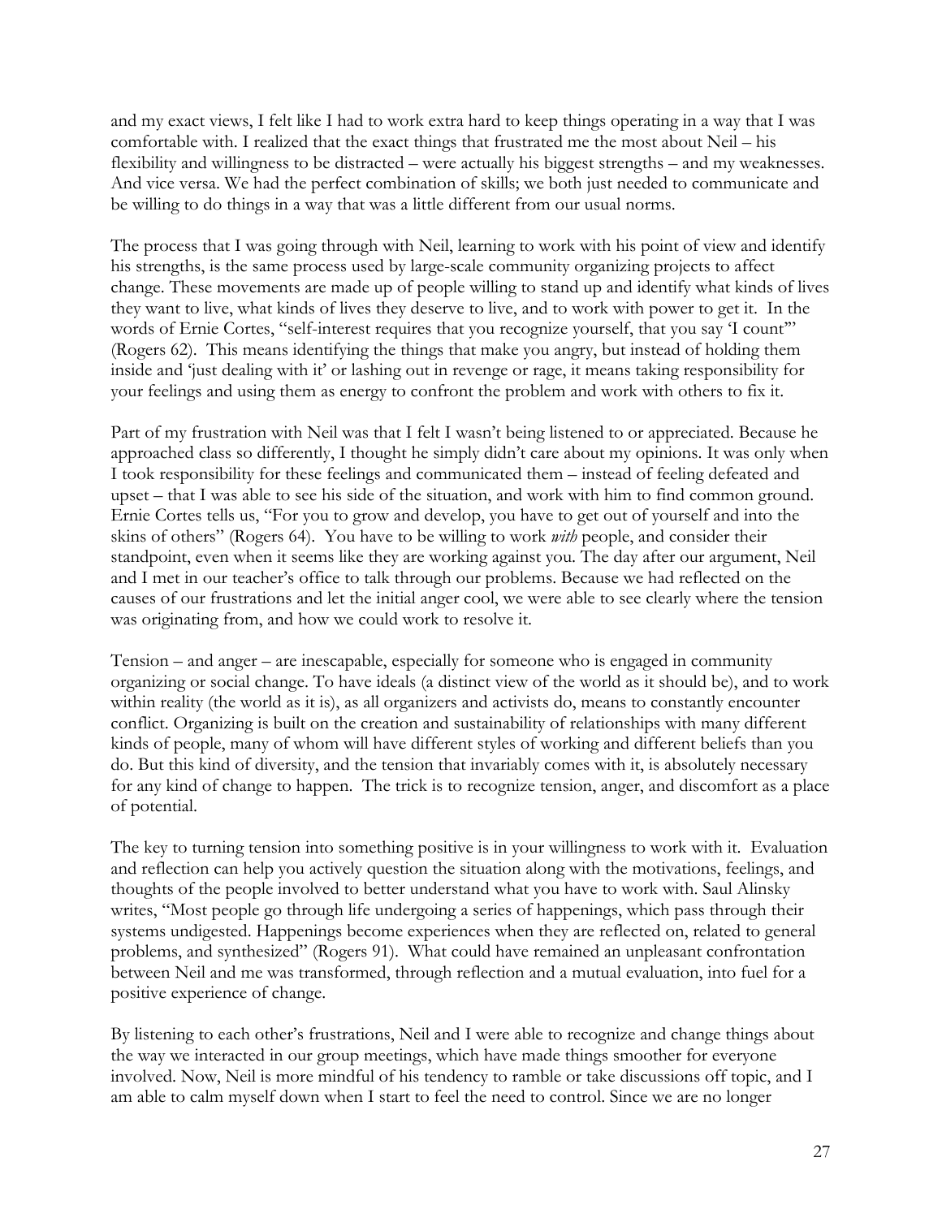and my exact views, I felt like I had to work extra hard to keep things operating in a way that I was comfortable with. I realized that the exact things that frustrated me the most about Neil – his flexibility and willingness to be distracted – were actually his biggest strengths – and my weaknesses. And vice versa. We had the perfect combination of skills; we both just needed to communicate and be willing to do things in a way that was a little different from our usual norms.

The process that I was going through with Neil, learning to work with his point of view and identify his strengths, is the same process used by large-scale community organizing projects to affect change. These movements are made up of people willing to stand up and identify what kinds of lives they want to live, what kinds of lives they deserve to live, and to work with power to get it. In the words of Ernie Cortes, "self-interest requires that you recognize yourself, that you say 'I count'" (Rogers 62). This means identifying the things that make you angry, but instead of holding them inside and 'just dealing with it' or lashing out in revenge or rage, it means taking responsibility for your feelings and using them as energy to confront the problem and work with others to fix it.

Part of my frustration with Neil was that I felt I wasn't being listened to or appreciated. Because he approached class so differently, I thought he simply didn't care about my opinions. It was only when I took responsibility for these feelings and communicated them – instead of feeling defeated and upset – that I was able to see his side of the situation, and work with him to find common ground. Ernie Cortes tells us, "For you to grow and develop, you have to get out of yourself and into the skins of others" (Rogers 64). You have to be willing to work *with* people, and consider their standpoint, even when it seems like they are working against you. The day after our argument, Neil and I met in our teacher's office to talk through our problems. Because we had reflected on the causes of our frustrations and let the initial anger cool, we were able to see clearly where the tension was originating from, and how we could work to resolve it.

Tension – and anger – are inescapable, especially for someone who is engaged in community organizing or social change. To have ideals (a distinct view of the world as it should be), and to work within reality (the world as it is), as all organizers and activists do, means to constantly encounter conflict. Organizing is built on the creation and sustainability of relationships with many different kinds of people, many of whom will have different styles of working and different beliefs than you do. But this kind of diversity, and the tension that invariably comes with it, is absolutely necessary for any kind of change to happen. The trick is to recognize tension, anger, and discomfort as a place of potential.

The key to turning tension into something positive is in your willingness to work with it. Evaluation and reflection can help you actively question the situation along with the motivations, feelings, and thoughts of the people involved to better understand what you have to work with. Saul Alinsky writes, "Most people go through life undergoing a series of happenings, which pass through their systems undigested. Happenings become experiences when they are reflected on, related to general problems, and synthesized" (Rogers 91). What could have remained an unpleasant confrontation between Neil and me was transformed, through reflection and a mutual evaluation, into fuel for a positive experience of change.

By listening to each other's frustrations, Neil and I were able to recognize and change things about the way we interacted in our group meetings, which have made things smoother for everyone involved. Now, Neil is more mindful of his tendency to ramble or take discussions off topic, and I am able to calm myself down when I start to feel the need to control. Since we are no longer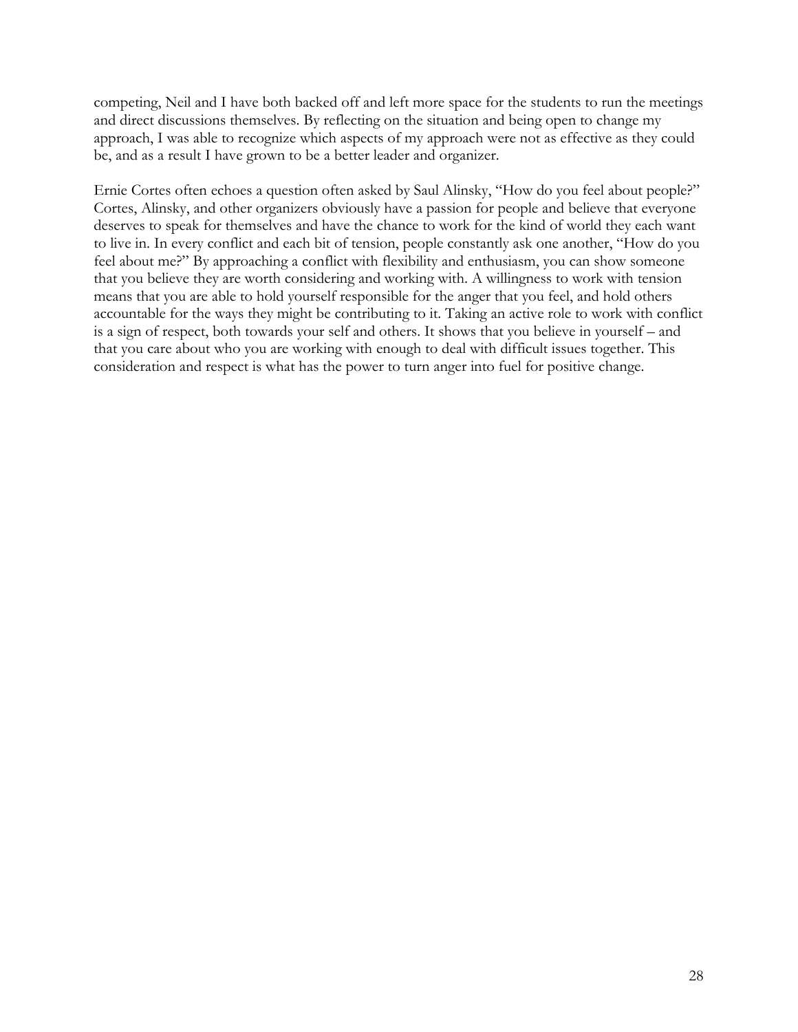competing, Neil and I have both backed off and left more space for the students to run the meetings and direct discussions themselves. By reflecting on the situation and being open to change my approach, I was able to recognize which aspects of my approach were not as effective as they could be, and as a result I have grown to be a better leader and organizer.

Ernie Cortes often echoes a question often asked by Saul Alinsky, "How do you feel about people?" Cortes, Alinsky, and other organizers obviously have a passion for people and believe that everyone deserves to speak for themselves and have the chance to work for the kind of world they each want to live in. In every conflict and each bit of tension, people constantly ask one another, "How do you feel about me?" By approaching a conflict with flexibility and enthusiasm, you can show someone that you believe they are worth considering and working with. A willingness to work with tension means that you are able to hold yourself responsible for the anger that you feel, and hold others accountable for the ways they might be contributing to it. Taking an active role to work with conflict is a sign of respect, both towards your self and others. It shows that you believe in yourself – and that you care about who you are working with enough to deal with difficult issues together. This consideration and respect is what has the power to turn anger into fuel for positive change.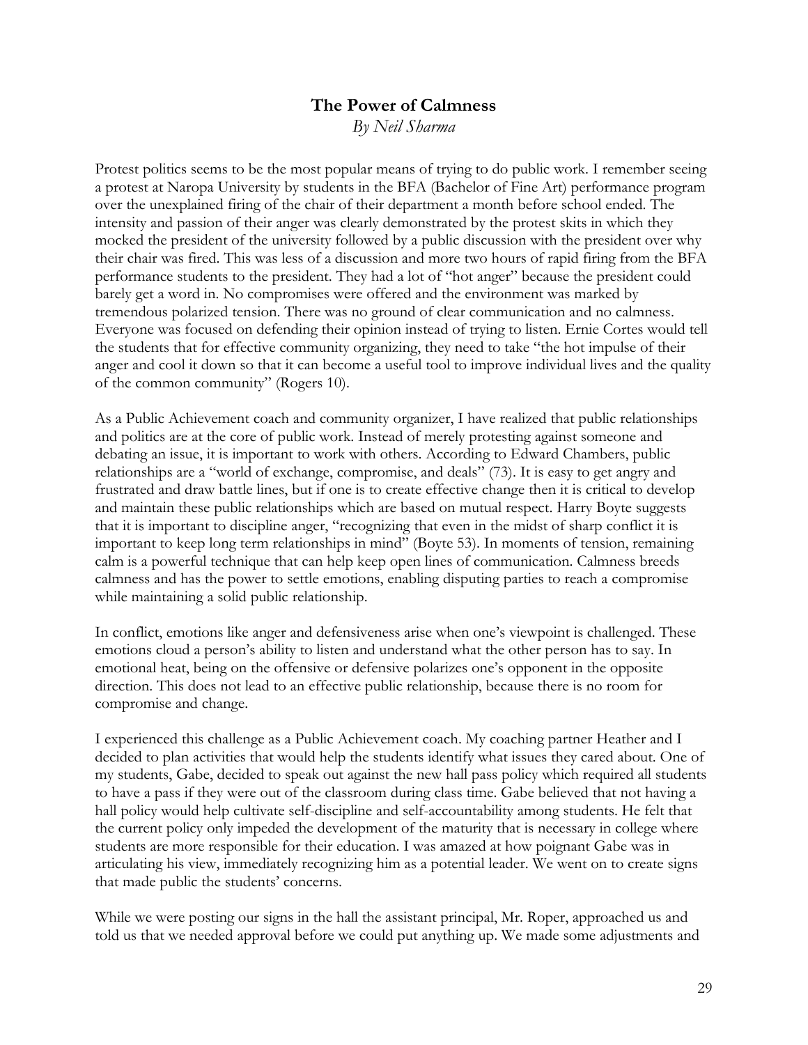## The Power of Calmness

*By Neil Sharma*

Protest politics seems to be the most popular means of trying to do public work. I remember seeing a protest at Naropa University by students in the BFA (Bachelor of Fine Art) performance program over the unexplained firing of the chair of their department a month before school ended. The intensity and passion of their anger was clearly demonstrated by the protest skits in which they mocked the president of the university followed by a public discussion with the president over why their chair was fired. This was less of a discussion and more two hours of rapid firing from the BFA performance students to the president. They had a lot of "hot anger" because the president could barely get a word in. No compromises were offered and the environment was marked by tremendous polarized tension. There was no ground of clear communication and no calmness. Everyone was focused on defending their opinion instead of trying to listen. Ernie Cortes would tell the students that for effective community organizing, they need to take "the hot impulse of their anger and cool it down so that it can become a useful tool to improve individual lives and the quality of the common community" (Rogers 10).

As a Public Achievement coach and community organizer, I have realized that public relationships and politics are at the core of public work. Instead of merely protesting against someone and debating an issue, it is important to work with others. According to Edward Chambers, public relationships are a "world of exchange, compromise, and deals" (73). It is easy to get angry and frustrated and draw battle lines, but if one is to create effective change then it is critical to develop and maintain these public relationships which are based on mutual respect. Harry Boyte suggests that it is important to discipline anger, "recognizing that even in the midst of sharp conflict it is important to keep long term relationships in mind" (Boyte 53). In moments of tension, remaining calm is a powerful technique that can help keep open lines of communication. Calmness breeds calmness and has the power to settle emotions, enabling disputing parties to reach a compromise while maintaining a solid public relationship.

In conflict, emotions like anger and defensiveness arise when one's viewpoint is challenged. These emotions cloud a person's ability to listen and understand what the other person has to say. In emotional heat, being on the offensive or defensive polarizes one's opponent in the opposite direction. This does not lead to an effective public relationship, because there is no room for compromise and change.

I experienced this challenge as a Public Achievement coach. My coaching partner Heather and I decided to plan activities that would help the students identify what issues they cared about. One of my students, Gabe, decided to speak out against the new hall pass policy which required all students to have a pass if they were out of the classroom during class time. Gabe believed that not having a hall policy would help cultivate self-discipline and self-accountability among students. He felt that the current policy only impeded the development of the maturity that is necessary in college where students are more responsible for their education. I was amazed at how poignant Gabe was in articulating his view, immediately recognizing him as a potential leader. We went on to create signs that made public the students' concerns.

While we were posting our signs in the hall the assistant principal, Mr. Roper, approached us and told us that we needed approval before we could put anything up. We made some adjustments and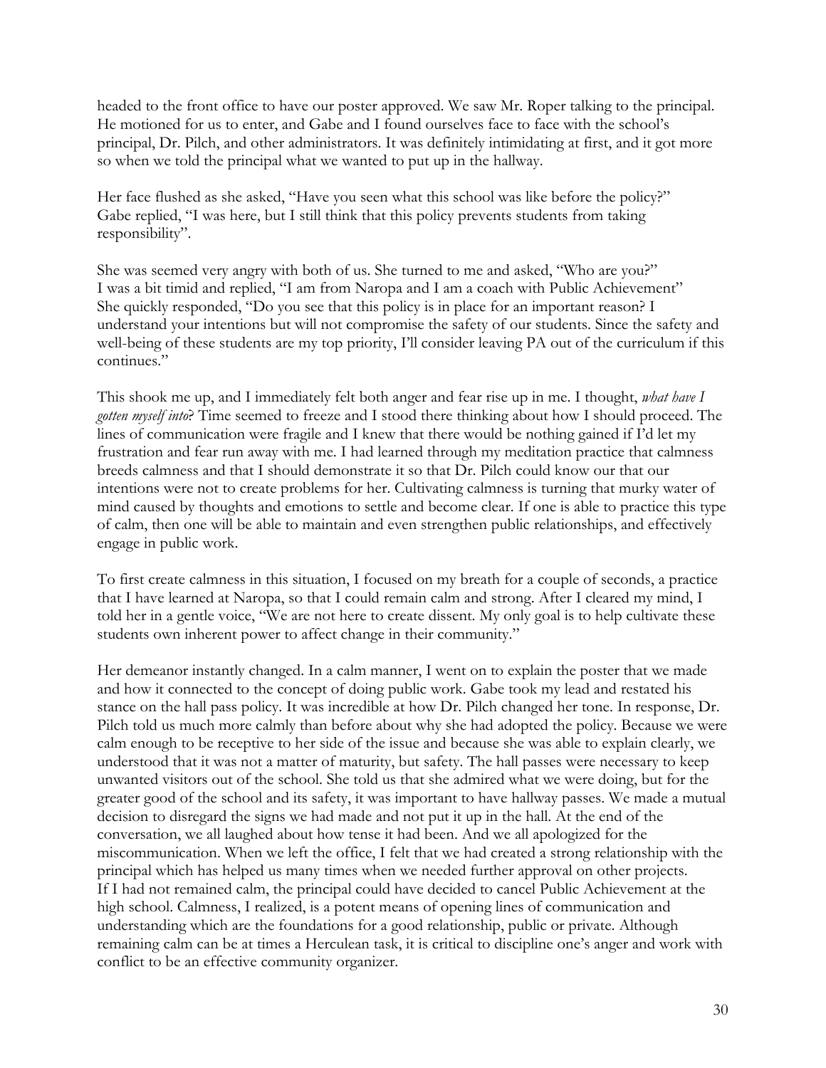headed to the front office to have our poster approved. We saw Mr. Roper talking to the principal. He motioned for us to enter, and Gabe and I found ourselves face to face with the school's principal, Dr. Pilch, and other administrators. It was definitely intimidating at first, and it got more so when we told the principal what we wanted to put up in the hallway.

Her face flushed as she asked, "Have you seen what this school was like before the policy?" Gabe replied, "I was here, but I still think that this policy prevents students from taking responsibility".

She was seemed very angry with both of us. She turned to me and asked, "Who are you?" I was a bit timid and replied, "I am from Naropa and I am a coach with Public Achievement" She quickly responded, "Do you see that this policy is in place for an important reason? I understand your intentions but will not compromise the safety of our students. Since the safety and well-being of these students are my top priority, I'll consider leaving PA out of the curriculum if this continues."

This shook me up, and I immediately felt both anger and fear rise up in me. I thought, *what have I gotten myself into*? Time seemed to freeze and I stood there thinking about how I should proceed. The lines of communication were fragile and I knew that there would be nothing gained if I'd let my frustration and fear run away with me. I had learned through my meditation practice that calmness breeds calmness and that I should demonstrate it so that Dr. Pilch could know our that our intentions were not to create problems for her. Cultivating calmness is turning that murky water of mind caused by thoughts and emotions to settle and become clear. If one is able to practice this type of calm, then one will be able to maintain and even strengthen public relationships, and effectively engage in public work.

To first create calmness in this situation, I focused on my breath for a couple of seconds, a practice that I have learned at Naropa, so that I could remain calm and strong. After I cleared my mind, I told her in a gentle voice, "We are not here to create dissent. My only goal is to help cultivate these students own inherent power to affect change in their community."

Her demeanor instantly changed. In a calm manner, I went on to explain the poster that we made and how it connected to the concept of doing public work. Gabe took my lead and restated his stance on the hall pass policy. It was incredible at how Dr. Pilch changed her tone. In response, Dr. Pilch told us much more calmly than before about why she had adopted the policy. Because we were calm enough to be receptive to her side of the issue and because she was able to explain clearly, we understood that it was not a matter of maturity, but safety. The hall passes were necessary to keep unwanted visitors out of the school. She told us that she admired what we were doing, but for the greater good of the school and its safety, it was important to have hallway passes. We made a mutual decision to disregard the signs we had made and not put it up in the hall. At the end of the conversation, we all laughed about how tense it had been. And we all apologized for the miscommunication. When we left the office, I felt that we had created a strong relationship with the principal which has helped us many times when we needed further approval on other projects. If I had not remained calm, the principal could have decided to cancel Public Achievement at the high school. Calmness, I realized, is a potent means of opening lines of communication and understanding which are the foundations for a good relationship, public or private. Although remaining calm can be at times a Herculean task, it is critical to discipline one's anger and work with conflict to be an effective community organizer.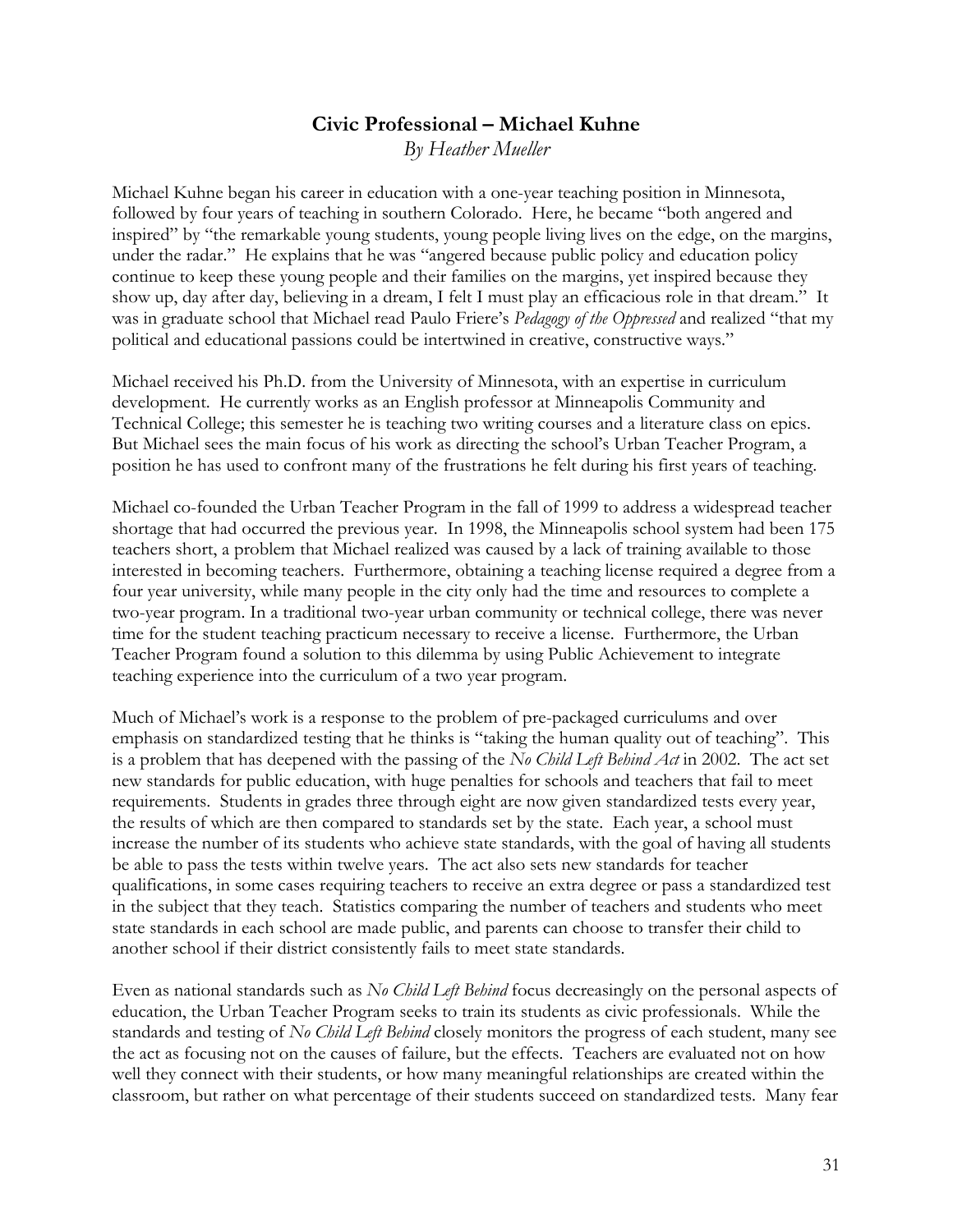## Civic Professional – Michael Kuhne

*By Heather Mueller*

Michael Kuhne began his career in education with a one-year teaching position in Minnesota, followed by four years of teaching in southern Colorado. Here, he became "both angered and inspired" by "the remarkable young students, young people living lives on the edge, on the margins, under the radar." He explains that he was "angered because public policy and education policy continue to keep these young people and their families on the margins, yet inspired because they show up, day after day, believing in a dream, I felt I must play an efficacious role in that dream." It was in graduate school that Michael read Paulo Friere's *Pedagogy of the Oppressed* and realized "that my political and educational passions could be intertwined in creative, constructive ways."

Michael received his Ph.D. from the University of Minnesota, with an expertise in curriculum development. He currently works as an English professor at Minneapolis Community and Technical College; this semester he is teaching two writing courses and a literature class on epics. But Michael sees the main focus of his work as directing the school's Urban Teacher Program, a position he has used to confront many of the frustrations he felt during his first years of teaching.

Michael co-founded the Urban Teacher Program in the fall of 1999 to address a widespread teacher shortage that had occurred the previous year. In 1998, the Minneapolis school system had been 175 teachers short, a problem that Michael realized was caused by a lack of training available to those interested in becoming teachers. Furthermore, obtaining a teaching license required a degree from a four year university, while many people in the city only had the time and resources to complete a two-year program. In a traditional two-year urban community or technical college, there was never time for the student teaching practicum necessary to receive a license. Furthermore, the Urban Teacher Program found a solution to this dilemma by using Public Achievement to integrate teaching experience into the curriculum of a two year program.

Much of Michael's work is a response to the problem of pre-packaged curriculums and over emphasis on standardized testing that he thinks is "taking the human quality out of teaching". This is a problem that has deepened with the passing of the *No Child Left Behind Act* in 2002. The act set new standards for public education, with huge penalties for schools and teachers that fail to meet requirements. Students in grades three through eight are now given standardized tests every year, the results of which are then compared to standards set by the state. Each year, a school must increase the number of its students who achieve state standards, with the goal of having all students be able to pass the tests within twelve years. The act also sets new standards for teacher qualifications, in some cases requiring teachers to receive an extra degree or pass a standardized test in the subject that they teach. Statistics comparing the number of teachers and students who meet state standards in each school are made public, and parents can choose to transfer their child to another school if their district consistently fails to meet state standards.

Even as national standards such as *No Child Left Behind* focus decreasingly on the personal aspects of education, the Urban Teacher Program seeks to train its students as civic professionals. While the standards and testing of *No Child Left Behind* closely monitors the progress of each student, many see the act as focusing not on the causes of failure, but the effects. Teachers are evaluated not on how well they connect with their students, or how many meaningful relationships are created within the classroom, but rather on what percentage of their students succeed on standardized tests. Many fear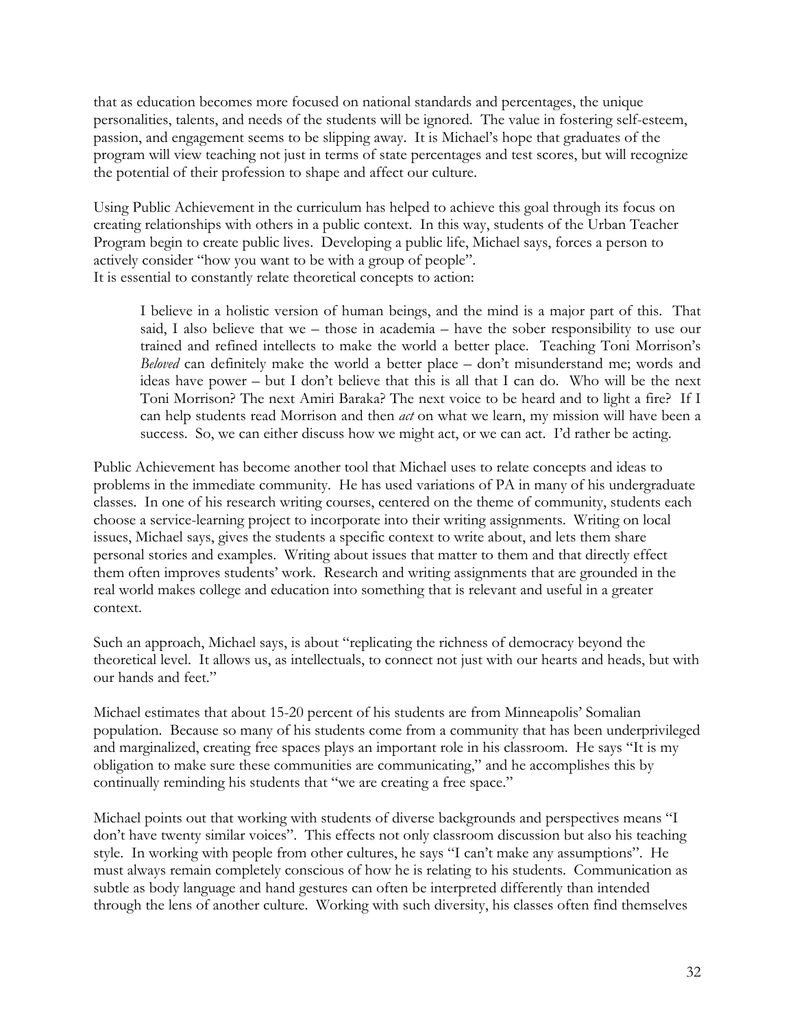that as education becomes more focused on national standards and percentages, the unique personalities, talents, and needs of the students will be ignored. The value in fostering self-esteem, passion, and engagement seems to be slipping away. It is Michael's hope that graduates of the program will view teaching not just in terms of state percentages and test scores, but will recognize the potential of their profession to shape and affect our culture.

Using Public Achievement in the curriculum has helped to achieve this goal through its focus on creating relationships with others in a public context. In this way, students of the Urban Teacher Program begin to create public lives. Developing a public life, Michael says, forces a person to actively consider "how you want to be with a group of people".
It is essential to constantly relate theoretical concepts to action:

> I believe in a holistic version of human beings, and the mind is a major part of this. That said, I also believe that we – those in academia – have the sober responsibility to use our trained and refined intellects to make the world a better place. Teaching Toni Morrison's *Beloved* can definitely make the world a better place – don't misunderstand me; words and ideas have power – but I don't believe that this is all that I can do. Who will be the next Toni Morrison? The next Amiri Baraka? The next voice to be heard and to light a fire? If I can help students read Morrison and then *act* on what we learn, my mission will have been a success. So, we can either discuss how we might act, or we can act. I'd rather be acting.

Public Achievement has become another tool that Michael uses to relate concepts and ideas to problems in the immediate community. He has used variations of PA in many of his undergraduate classes. In one of his research writing courses, centered on the theme of community, students each choose a service-learning project to incorporate into their writing assignments. Writing on local issues, Michael says, gives the students a specific context to write about, and lets them share personal stories and examples. Writing about issues that matter to them and that directly effect them often improves students' work. Research and writing assignments that are grounded in the real world makes college and education into something that is relevant and useful in a greater context.

Such an approach, Michael says, is about "replicating the richness of democracy beyond the theoretical level. It allows us, as intellectuals, to connect not just with our hearts and heads, but with our hands and feet."

Michael estimates that about 15-20 percent of his students are from Minneapolis' Somalian population. Because so many of his students come from a community that has been underprivileged and marginalized, creating free spaces plays an important role in his classroom. He says "It is my obligation to make sure these communities are communicating," and he accomplishes this by continually reminding his students that "we are creating a free space."

Michael points out that working with students of diverse backgrounds and perspectives means "I don't have twenty similar voices". This effects not only classroom discussion but also his teaching style. In working with people from other cultures, he says "I can't make any assumptions". He must always remain completely conscious of how he is relating to his students. Communication as subtle as body language and hand gestures can often be interpreted differently than intended through the lens of another culture. Working with such diversity, his classes often find themselves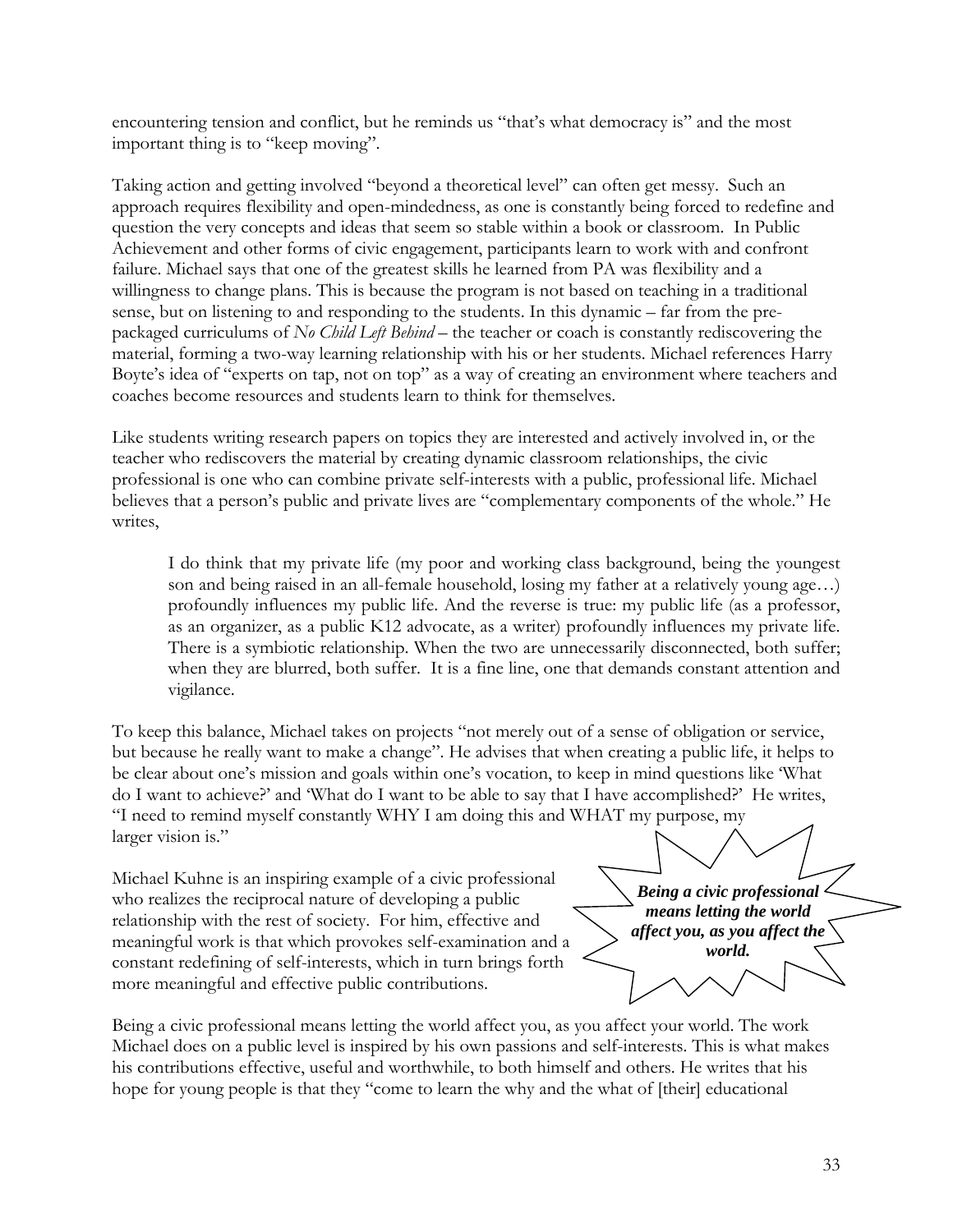encountering tension and conflict, but he reminds us "that's what democracy is" and the most important thing is to "keep moving".

Taking action and getting involved "beyond a theoretical level" can often get messy. Such an approach requires flexibility and open-mindedness, as one is constantly being forced to redefine and question the very concepts and ideas that seem so stable within a book or classroom. In Public Achievement and other forms of civic engagement, participants learn to work with and confront failure. Michael says that one of the greatest skills he learned from PA was flexibility and a willingness to change plans. This is because the program is not based on teaching in a traditional sense, but on listening to and responding to the students. In this dynamic – far from the pre-packaged curriculums of *No Child Left Behind* – the teacher or coach is constantly rediscovering the material, forming a two-way learning relationship with his or her students. Michael references Harry Boyte's idea of "experts on tap, not on top" as a way of creating an environment where teachers and coaches become resources and students learn to think for themselves.

Like students writing research papers on topics they are interested and actively involved in, or the teacher who rediscovers the material by creating dynamic classroom relationships, the civic professional is one who can combine private self-interests with a public, professional life. Michael believes that a person's public and private lives are "complementary components of the whole." He writes,

> I do think that my private life (my poor and working class background, being the youngest son and being raised in an all-female household, losing my father at a relatively young age…) profoundly influences my public life. And the reverse is true: my public life (as a professor, as an organizer, as a public K12 advocate, as a writer) profoundly influences my private life. There is a symbiotic relationship. When the two are unnecessarily disconnected, both suffer; when they are blurred, both suffer. It is a fine line, one that demands constant attention and vigilance.

To keep this balance, Michael takes on projects "not merely out of a sense of obligation or service, but because he really want to make a change". He advises that when creating a public life, it helps to be clear about one's mission and goals within one's vocation, to keep in mind questions like 'What do I want to achieve?' and 'What do I want to be able to say that I have accomplished?' He writes, "I need to remind myself constantly WHY I am doing this and WHAT my purpose, my larger vision is."

Michael Kuhne is an inspiring example of a civic professional who realizes the reciprocal nature of developing a public relationship with the rest of society. For him, effective and meaningful work is that which provokes self-examination and a constant redefining of self-interests, which in turn brings forth more meaningful and effective public contributions.

***Being a civic professional means letting the world affect you, as you affect the world.***

Being a civic professional means letting the world affect you, as you affect your world. The work Michael does on a public level is inspired by his own passions and self-interests. This is what makes his contributions effective, useful and worthwhile, to both himself and others. He writes that his hope for young people is that they "come to learn the why and the what of [their] educational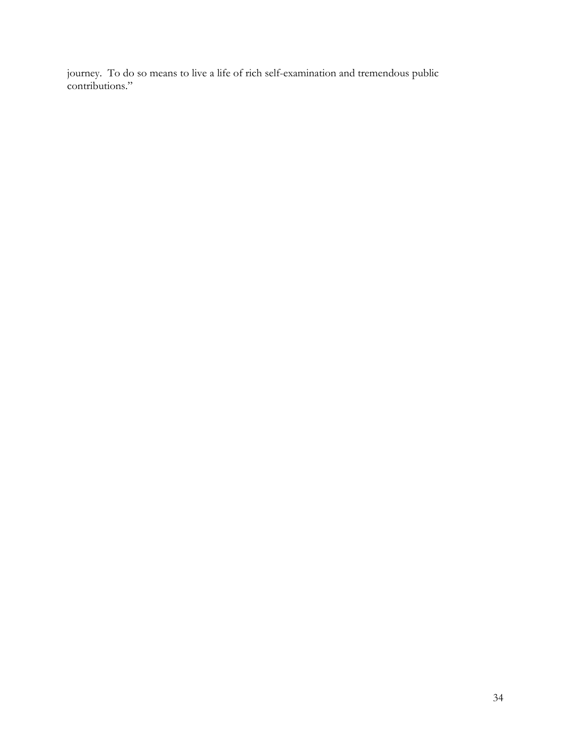journey. To do so means to live a life of rich self-examination and tremendous public contributions."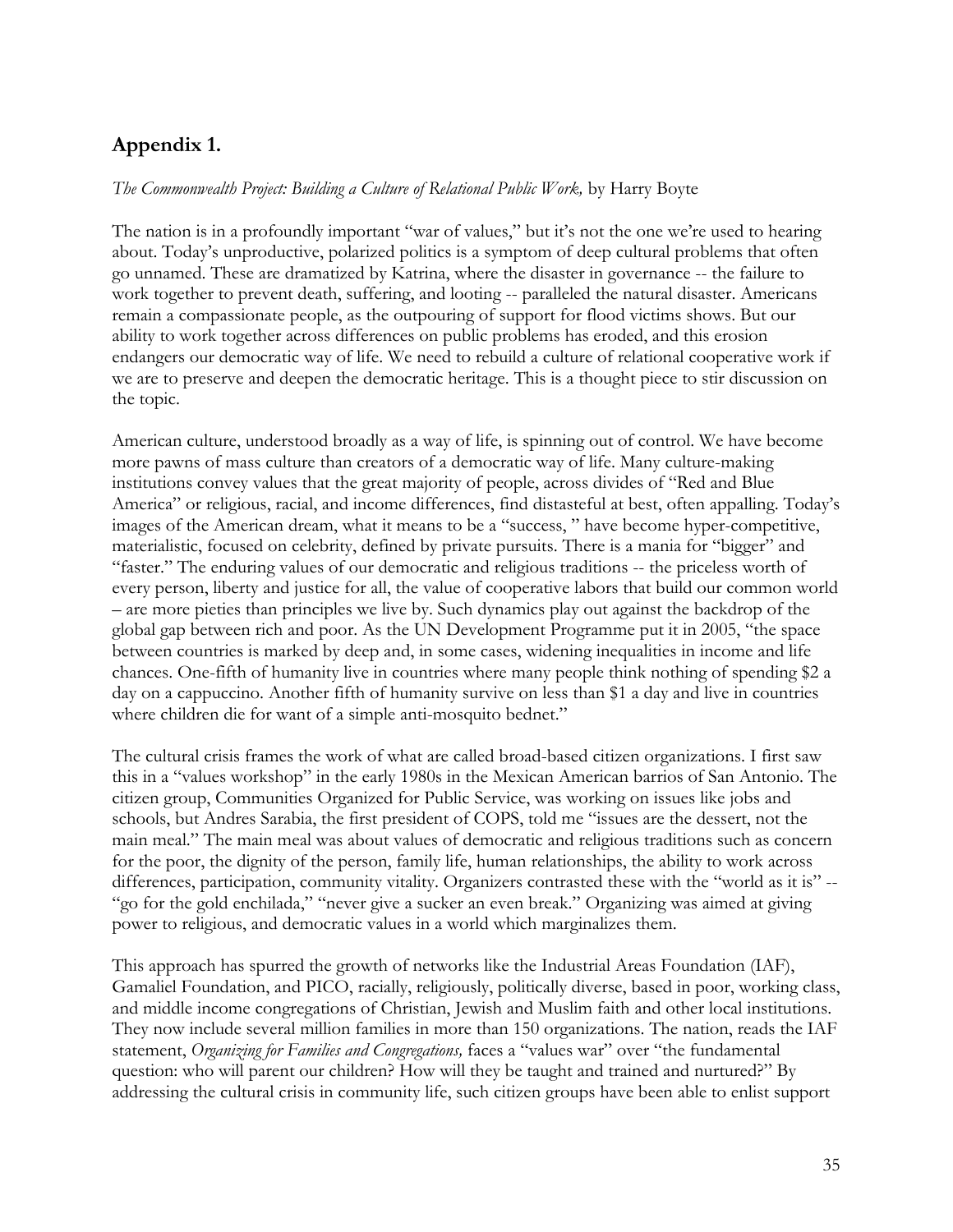## Appendix 1.

*The Commonwealth Project: Building a Culture of Relational Public Work,* by Harry Boyte

The nation is in a profoundly important "war of values," but it's not the one we're used to hearing about. Today's unproductive, polarized politics is a symptom of deep cultural problems that often go unnamed. These are dramatized by Katrina, where the disaster in governance -- the failure to work together to prevent death, suffering, and looting -- paralleled the natural disaster. Americans remain a compassionate people, as the outpouring of support for flood victims shows. But our ability to work together across differences on public problems has eroded, and this erosion endangers our democratic way of life. We need to rebuild a culture of relational cooperative work if we are to preserve and deepen the democratic heritage. This is a thought piece to stir discussion on the topic.

American culture, understood broadly as a way of life, is spinning out of control. We have become more pawns of mass culture than creators of a democratic way of life. Many culture-making institutions convey values that the great majority of people, across divides of "Red and Blue America" or religious, racial, and income differences, find distasteful at best, often appalling. Today's images of the American dream, what it means to be a "success, " have become hyper-competitive, materialistic, focused on celebrity, defined by private pursuits. There is a mania for "bigger" and "faster." The enduring values of our democratic and religious traditions -- the priceless worth of every person, liberty and justice for all, the value of cooperative labors that build our common world – are more pieties than principles we live by. Such dynamics play out against the backdrop of the global gap between rich and poor. As the UN Development Programme put it in 2005, "the space between countries is marked by deep and, in some cases, widening inequalities in income and life chances. One-fifth of humanity live in countries where many people think nothing of spending $2 a day on a cappuccino. Another fifth of humanity survive on less than $1 a day and live in countries where children die for want of a simple anti-mosquito bednet."

The cultural crisis frames the work of what are called broad-based citizen organizations. I first saw this in a "values workshop" in the early 1980s in the Mexican American barrios of San Antonio. The citizen group, Communities Organized for Public Service, was working on issues like jobs and schools, but Andres Sarabia, the first president of COPS, told me "issues are the dessert, not the main meal." The main meal was about values of democratic and religious traditions such as concern for the poor, the dignity of the person, family life, human relationships, the ability to work across differences, participation, community vitality. Organizers contrasted these with the "world as it is" -- "go for the gold enchilada," "never give a sucker an even break." Organizing was aimed at giving power to religious, and democratic values in a world which marginalizes them.

This approach has spurred the growth of networks like the Industrial Areas Foundation (IAF), Gamaliel Foundation, and PICO, racially, religiously, politically diverse, based in poor, working class, and middle income congregations of Christian, Jewish and Muslim faith and other local institutions. They now include several million families in more than 150 organizations. The nation, reads the IAF statement, *Organizing for Families and Congregations,* faces a "values war" over "the fundamental question: who will parent our children? How will they be taught and trained and nurtured?" By addressing the cultural crisis in community life, such citizen groups have been able to enlist support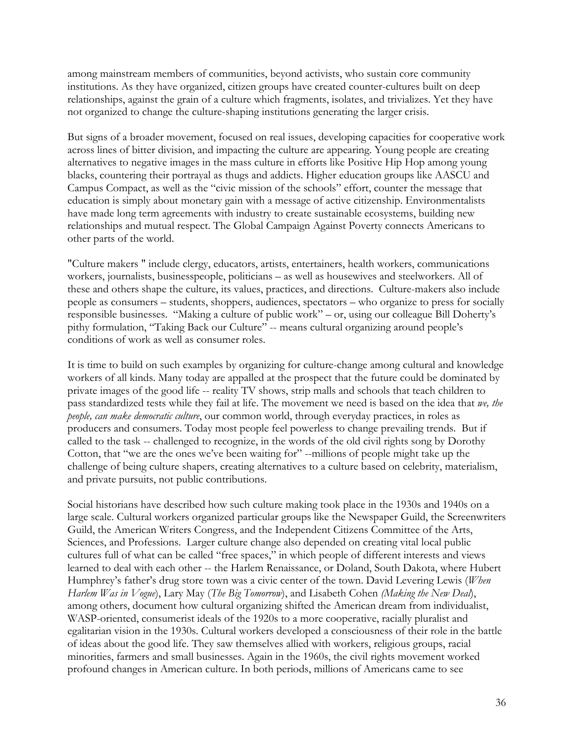among mainstream members of communities, beyond activists, who sustain core community institutions. As they have organized, citizen groups have created counter-cultures built on deep relationships, against the grain of a culture which fragments, isolates, and trivializes. Yet they have not organized to change the culture-shaping institutions generating the larger crisis.

But signs of a broader movement, focused on real issues, developing capacities for cooperative work across lines of bitter division, and impacting the culture are appearing. Young people are creating alternatives to negative images in the mass culture in efforts like Positive Hip Hop among young blacks, countering their portrayal as thugs and addicts. Higher education groups like AASCU and Campus Compact, as well as the "civic mission of the schools" effort, counter the message that education is simply about monetary gain with a message of active citizenship. Environmentalists have made long term agreements with industry to create sustainable ecosystems, building new relationships and mutual respect. The Global Campaign Against Poverty connects Americans to other parts of the world.

"Culture makers " include clergy, educators, artists, entertainers, health workers, communications workers, journalists, businesspeople, politicians – as well as housewives and steelworkers. All of these and others shape the culture, its values, practices, and directions. Culture-makers also include people as consumers – students, shoppers, audiences, spectators – who organize to press for socially responsible businesses. "Making a culture of public work" – or, using our colleague Bill Doherty's pithy formulation, "Taking Back our Culture" -- means cultural organizing around people's conditions of work as well as consumer roles.

It is time to build on such examples by organizing for culture-change among cultural and knowledge workers of all kinds. Many today are appalled at the prospect that the future could be dominated by private images of the good life -- reality TV shows, strip malls and schools that teach children to pass standardized tests while they fail at life. The movement we need is based on the idea that *we, the people, can make democratic culture*, our common world, through everyday practices, in roles as producers and consumers. Today most people feel powerless to change prevailing trends. But if called to the task -- challenged to recognize, in the words of the old civil rights song by Dorothy Cotton, that "we are the ones we've been waiting for" --millions of people might take up the challenge of being culture shapers, creating alternatives to a culture based on celebrity, materialism, and private pursuits, not public contributions.

Social historians have described how such culture making took place in the 1930s and 1940s on a large scale. Cultural workers organized particular groups like the Newspaper Guild, the Screenwriters Guild, the American Writers Congress, and the Independent Citizens Committee of the Arts, Sciences, and Professions. Larger culture change also depended on creating vital local public cultures full of what can be called "free spaces," in which people of different interests and views learned to deal with each other -- the Harlem Renaissance, or Doland, South Dakota, where Hubert Humphrey's father's drug store town was a civic center of the town. David Levering Lewis (*When Harlem Was in Vogue*), Lary May (*The Big Tomorrow*), and Lisabeth Cohen (*Making the New Deal*), among others, document how cultural organizing shifted the American dream from individualist, WASP-oriented, consumerist ideals of the 1920s to a more cooperative, racially pluralist and egalitarian vision in the 1930s. Cultural workers developed a consciousness of their role in the battle of ideas about the good life. They saw themselves allied with workers, religious groups, racial minorities, farmers and small businesses. Again in the 1960s, the civil rights movement worked profound changes in American culture. In both periods, millions of Americans came to see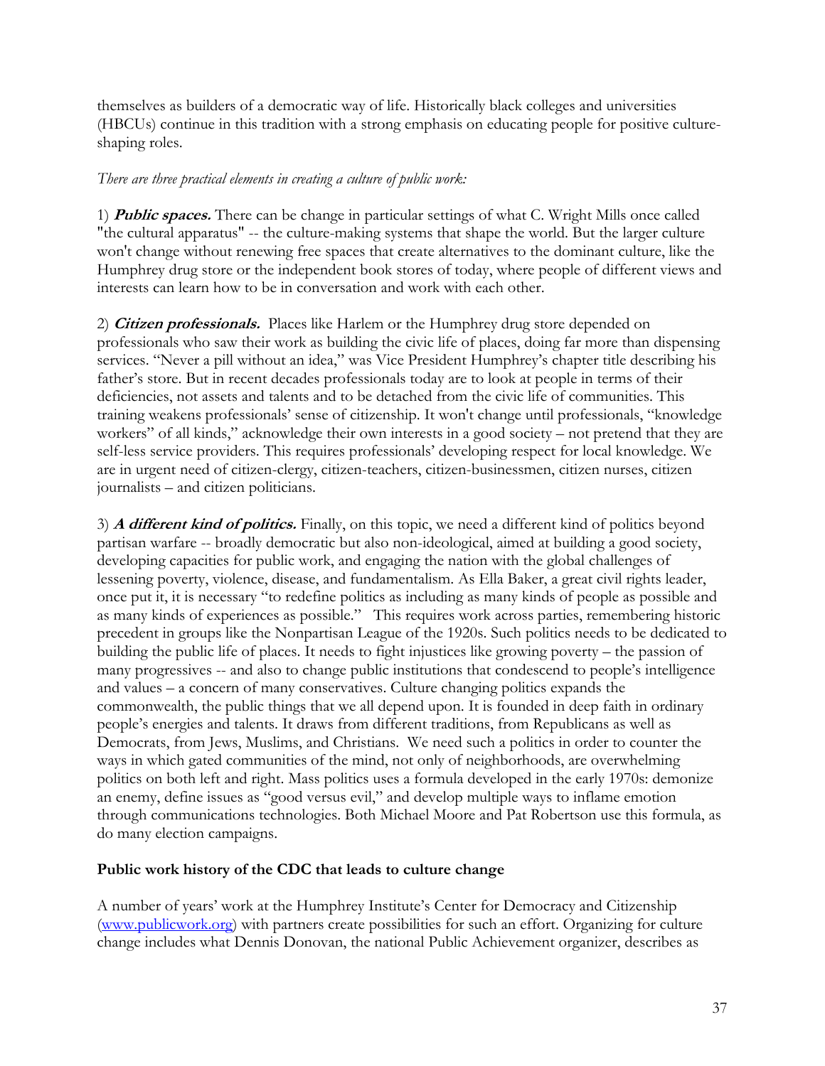themselves as builders of a democratic way of life. Historically black colleges and universities (HBCUs) continue in this tradition with a strong emphasis on educating people for positive culture-shaping roles.

*There are three practical elements in creating a culture of public work:*

1) ***Public spaces.*** There can be change in particular settings of what C. Wright Mills once called "the cultural apparatus" -- the culture-making systems that shape the world. But the larger culture won't change without renewing free spaces that create alternatives to the dominant culture, like the Humphrey drug store or the independent book stores of today, where people of different views and interests can learn how to be in conversation and work with each other.

2) ***Citizen professionals.*** Places like Harlem or the Humphrey drug store depended on professionals who saw their work as building the civic life of places, doing far more than dispensing services. "Never a pill without an idea," was Vice President Humphrey's chapter title describing his father's store. But in recent decades professionals today are to look at people in terms of their deficiencies, not assets and talents and to be detached from the civic life of communities. This training weakens professionals' sense of citizenship. It won't change until professionals, "knowledge workers" of all kinds," acknowledge their own interests in a good society – not pretend that they are self-less service providers. This requires professionals' developing respect for local knowledge. We are in urgent need of citizen-clergy, citizen-teachers, citizen-businessmen, citizen nurses, citizen journalists – and citizen politicians.

3) ***A different kind of politics.*** Finally, on this topic, we need a different kind of politics beyond partisan warfare -- broadly democratic but also non-ideological, aimed at building a good society, developing capacities for public work, and engaging the nation with the global challenges of lessening poverty, violence, disease, and fundamentalism. As Ella Baker, a great civil rights leader, once put it, it is necessary "to redefine politics as including as many kinds of people as possible and as many kinds of experiences as possible." This requires work across parties, remembering historic precedent in groups like the Nonpartisan League of the 1920s. Such politics needs to be dedicated to building the public life of places. It needs to fight injustices like growing poverty – the passion of many progressives -- and also to change public institutions that condescend to people's intelligence and values – a concern of many conservatives. Culture changing politics expands the commonwealth, the public things that we all depend upon. It is founded in deep faith in ordinary people's energies and talents. It draws from different traditions, from Republicans as well as Democrats, from Jews, Muslims, and Christians. We need such a politics in order to counter the ways in which gated communities of the mind, not only of neighborhoods, are overwhelming politics on both left and right. Mass politics uses a formula developed in the early 1970s: demonize an enemy, define issues as "good versus evil," and develop multiple ways to inflame emotion through communications technologies. Both Michael Moore and Pat Robertson use this formula, as do many election campaigns.

**Public work history of the CDC that leads to culture change**

A number of years' work at the Humphrey Institute's Center for Democracy and Citizenship (www.publicwork.org) with partners create possibilities for such an effort. Organizing for culture change includes what Dennis Donovan, the national Public Achievement organizer, describes as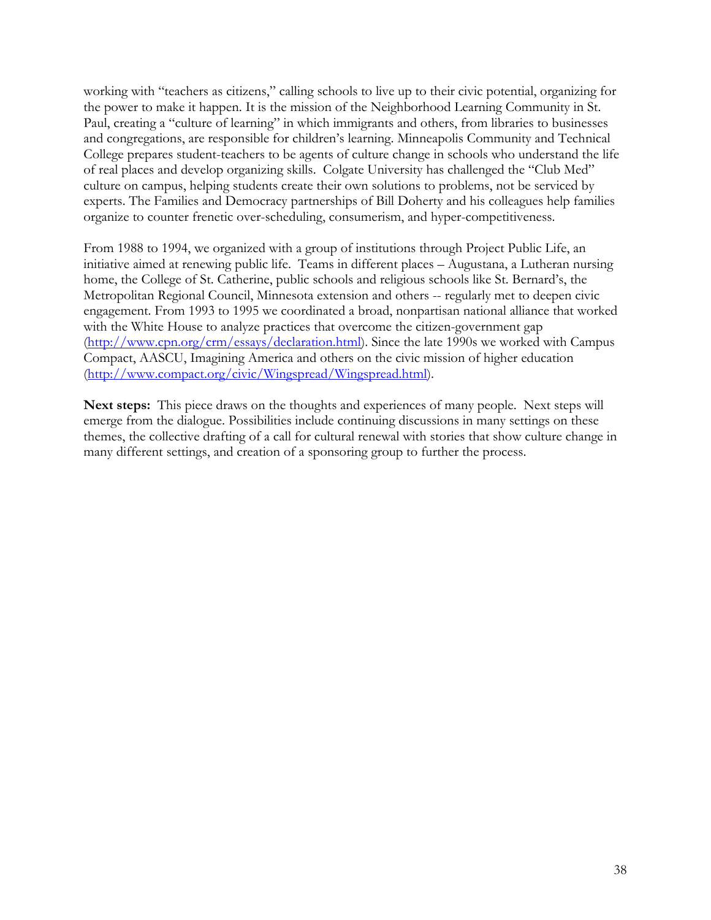working with "teachers as citizens," calling schools to live up to their civic potential, organizing for the power to make it happen. It is the mission of the Neighborhood Learning Community in St. Paul, creating a "culture of learning" in which immigrants and others, from libraries to businesses and congregations, are responsible for children's learning. Minneapolis Community and Technical College prepares student-teachers to be agents of culture change in schools who understand the life of real places and develop organizing skills. Colgate University has challenged the "Club Med" culture on campus, helping students create their own solutions to problems, not be serviced by experts. The Families and Democracy partnerships of Bill Doherty and his colleagues help families organize to counter frenetic over-scheduling, consumerism, and hyper-competitiveness.

From 1988 to 1994, we organized with a group of institutions through Project Public Life, an initiative aimed at renewing public life. Teams in different places – Augustana, a Lutheran nursing home, the College of St. Catherine, public schools and religious schools like St. Bernard's, the Metropolitan Regional Council, Minnesota extension and others -- regularly met to deepen civic engagement. From 1993 to 1995 we coordinated a broad, nonpartisan national alliance that worked with the White House to analyze practices that overcome the citizen-government gap (http://www.cpn.org/crm/essays/declaration.html). Since the late 1990s we worked with Campus Compact, AASCU, Imagining America and others on the civic mission of higher education (http://www.compact.org/civic/Wingspread/Wingspread.html).

**Next steps:** This piece draws on the thoughts and experiences of many people. Next steps will emerge from the dialogue. Possibilities include continuing discussions in many settings on these themes, the collective drafting of a call for cultural renewal with stories that show culture change in many different settings, and creation of a sponsoring group to further the process.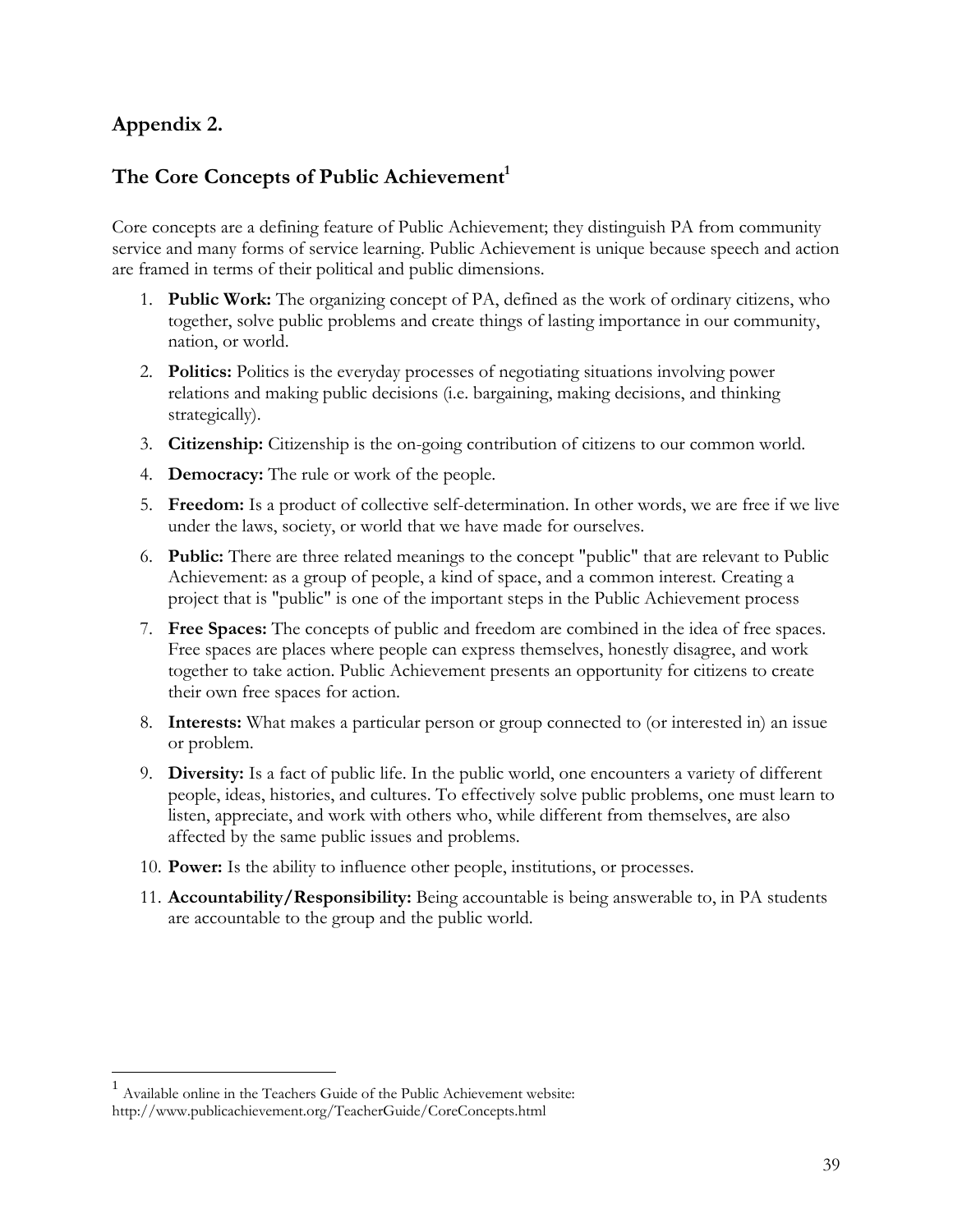## Appendix 2.

## The Core Concepts of Public Achievement[1]

Core concepts are a defining feature of Public Achievement; they distinguish PA from community service and many forms of service learning. Public Achievement is unique because speech and action are framed in terms of their political and public dimensions.

1. **Public Work:** The organizing concept of PA, defined as the work of ordinary citizens, who together, solve public problems and create things of lasting importance in our community, nation, or world.
2. **Politics:** Politics is the everyday processes of negotiating situations involving power relations and making public decisions (i.e. bargaining, making decisions, and thinking strategically).
3. **Citizenship:** Citizenship is the on-going contribution of citizens to our common world.
4. **Democracy:** The rule or work of the people.
5. **Freedom:** Is a product of collective self-determination. In other words, we are free if we live under the laws, society, or world that we have made for ourselves.
6. **Public:** There are three related meanings to the concept "public" that are relevant to Public Achievement: as a group of people, a kind of space, and a common interest. Creating a project that is "public" is one of the important steps in the Public Achievement process
7. **Free Spaces:** The concepts of public and freedom are combined in the idea of free spaces. Free spaces are places where people can express themselves, honestly disagree, and work together to take action. Public Achievement presents an opportunity for citizens to create their own free spaces for action.
8. **Interests:** What makes a particular person or group connected to (or interested in) an issue or problem.
9. **Diversity:** Is a fact of public life. In the public world, one encounters a variety of different people, ideas, histories, and cultures. To effectively solve public problems, one must learn to listen, appreciate, and work with others who, while different from themselves, are also affected by the same public issues and problems.
10. **Power:** Is the ability to influence other people, institutions, or processes.
11. **Accountability/Responsibility:** Being accountable is being answerable to, in PA students are accountable to the group and the public world.

---

[1] Available online in the Teachers Guide of the Public Achievement website: http://www.publicachievement.org/TeacherGuide/CoreConcepts.html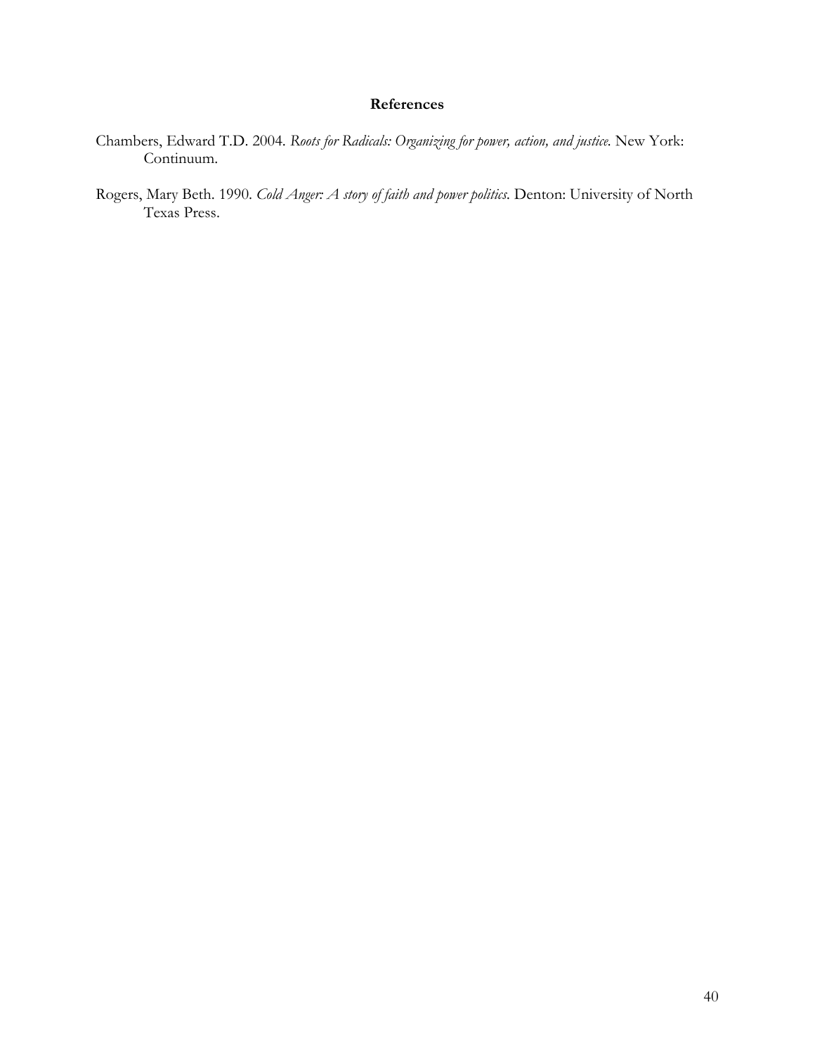## References

Chambers, Edward T.D. 2004. *Roots for Radicals: Organizing for power, action, and justice.* New York: Continuum.

Rogers, Mary Beth. 1990. *Cold Anger: A story of faith and power politics*. Denton: University of North Texas Press.